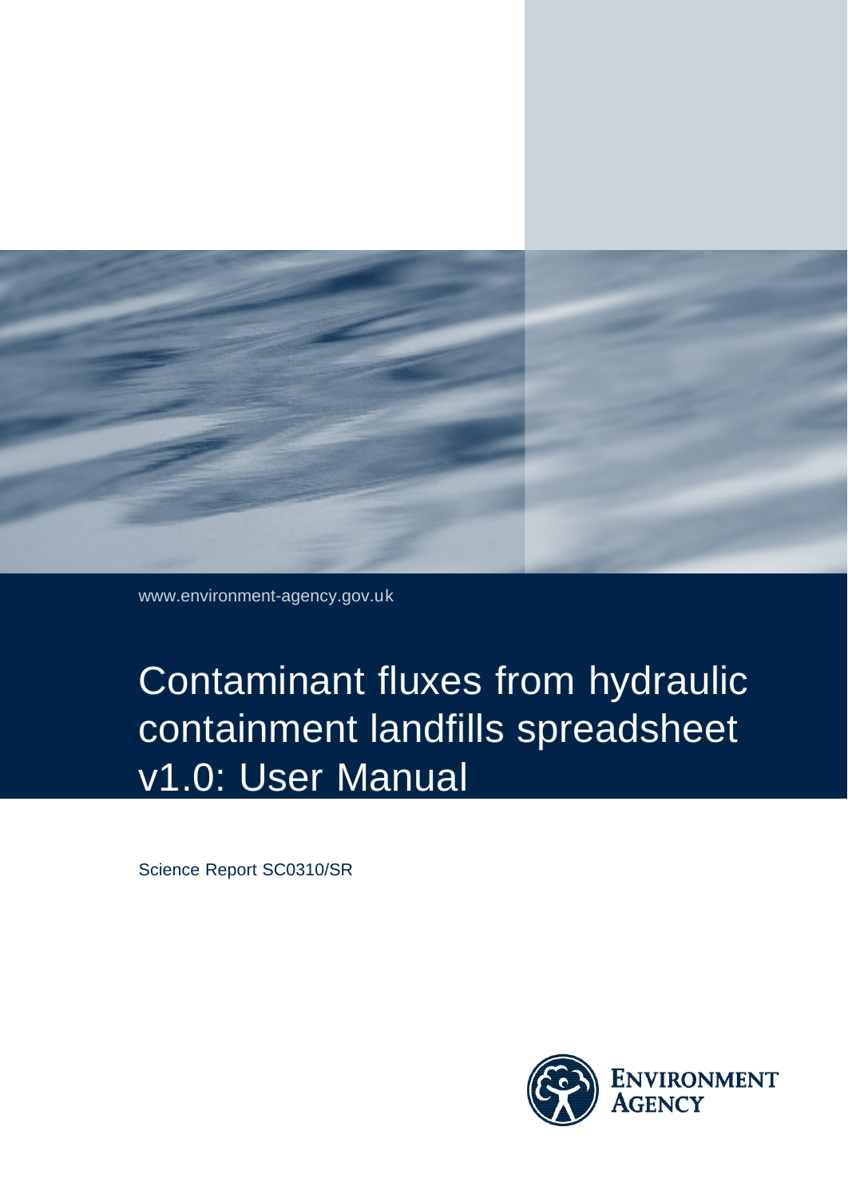www.environment-agency.gov.uk

# Contaminant fluxes from hydraulic containment landfills spreadsheet v1.0: User Manual

Science Report SC0310/SR

Environment Agency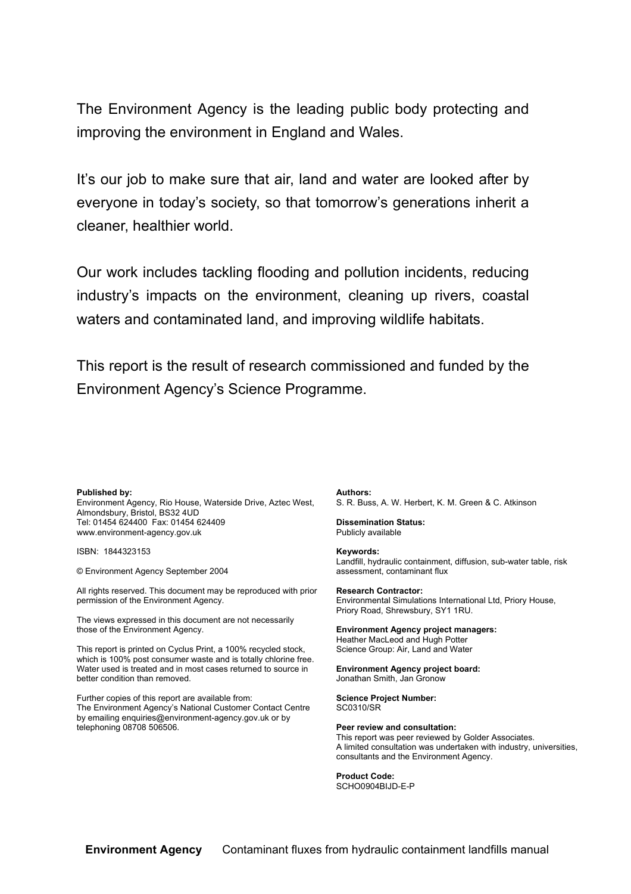The Environment Agency is the leading public body protecting and improving the environment in England and Wales.

It's our job to make sure that air, land and water are looked after by everyone in today's society, so that tomorrow's generations inherit a cleaner, healthier world.

Our work includes tackling flooding and pollution incidents, reducing industry's impacts on the environment, cleaning up rivers, coastal waters and contaminated land, and improving wildlife habitats.

This report is the result of research commissioned and funded by the Environment Agency's Science Programme.

**Published by:**
Environment Agency, Rio House, Waterside Drive, Aztec West, Almondsbury, Bristol, BS32 4UD
Tel: 01454 624400 Fax: 01454 624409
www.environment-agency.gov.uk

ISBN: 1844323153

© Environment Agency September 2004

All rights reserved. This document may be reproduced with prior permission of the Environment Agency.

The views expressed in this document are not necessarily those of the Environment Agency.

This report is printed on Cyclus Print, a 100% recycled stock, which is 100% post consumer waste and is totally chlorine free. Water used is treated and in most cases returned to source in better condition than removed.

Further copies of this report are available from:
The Environment Agency's National Customer Contact Centre by emailing enquiries@environment-agency.gov.uk or by telephoning 08708 506506.

**Authors:**
S. R. Buss, A. W. Herbert, K. M. Green & C. Atkinson

**Dissemination Status:**
Publicly available

**Keywords:**
Landfill, hydraulic containment, diffusion, sub-water table, risk assessment, contaminant flux

**Research Contractor:**
Environmental Simulations International Ltd, Priory House, Priory Road, Shrewsbury, SY1 1RU.

**Environment Agency project managers:**
Heather MacLeod and Hugh Potter
Science Group: Air, Land and Water

**Environment Agency project board:**
Jonathan Smith, Jan Gronow

**Science Project Number:**
SC0310/SR

**Peer review and consultation:**
This report was peer reviewed by Golder Associates.
A limited consultation was undertaken with industry, universities, consultants and the Environment Agency.

**Product Code:**
SCHO0904BIJD-E-P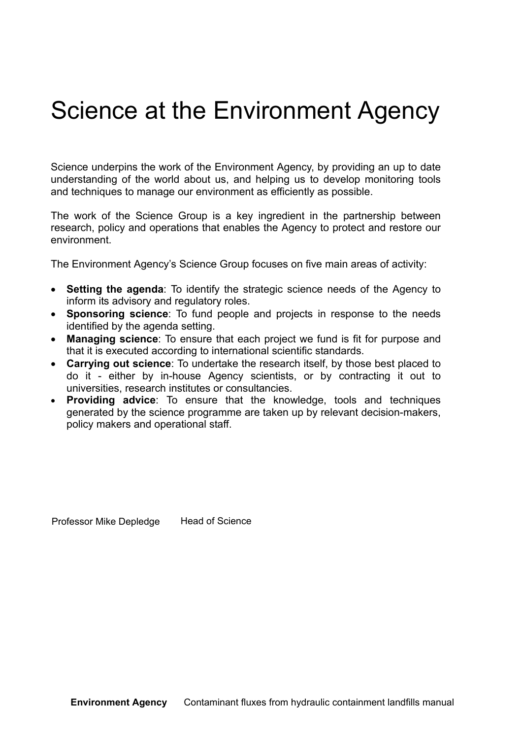# Science at the Environment Agency

Science underpins the work of the Environment Agency, by providing an up to date understanding of the world about us, and helping us to develop monitoring tools and techniques to manage our environment as efficiently as possible.

The work of the Science Group is a key ingredient in the partnership between research, policy and operations that enables the Agency to protect and restore our environment.

The Environment Agency's Science Group focuses on five main areas of activity:

- **Setting the agenda**: To identify the strategic science needs of the Agency to inform its advisory and regulatory roles.
- **Sponsoring science**: To fund people and projects in response to the needs identified by the agenda setting.
- **Managing science**: To ensure that each project we fund is fit for purpose and that it is executed according to international scientific standards.
- **Carrying out science**: To undertake the research itself, by those best placed to do it - either by in-house Agency scientists, or by contracting it out to universities, research institutes or consultancies.
- **Providing advice**: To ensure that the knowledge, tools and techniques generated by the science programme are taken up by relevant decision-makers, policy makers and operational staff.

Professor Mike Depledge Head of Science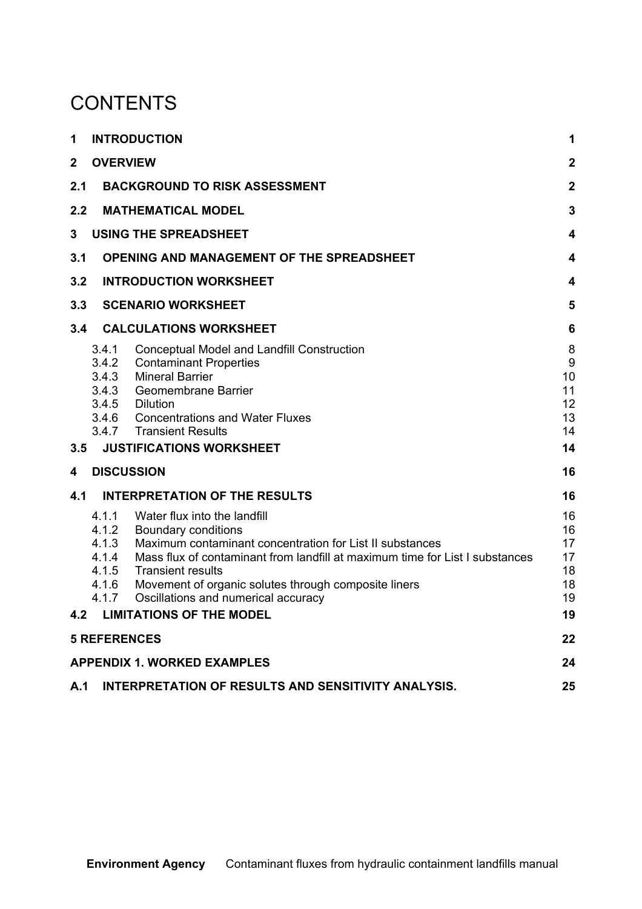# CONTENTS

| | | |
|---|---|---|
| **1** | **INTRODUCTION** | **1** |
| **2** | **OVERVIEW** | **2** |
| **2.1** | **BACKGROUND TO RISK ASSESSMENT** | **2** |
| **2.2** | **MATHEMATICAL MODEL** | **3** |
| **3** | **USING THE SPREADSHEET** | **4** |
| **3.1** | **OPENING AND MANAGEMENT OF THE SPREADSHEET** | **4** |
| **3.2** | **INTRODUCTION WORKSHEET** | **4** |
| **3.3** | **SCENARIO WORKSHEET** | **5** |
| **3.4** | **CALCULATIONS WORKSHEET** | **6** |
| 3.4.1 | Conceptual Model and Landfill Construction | 8 |
| 3.4.2 | Contaminant Properties | 9 |
| 3.4.3 | Mineral Barrier | 10 |
| 3.4.3 | Geomembrane Barrier | 11 |
| 3.4.5 | Dilution | 12 |
| 3.4.6 | Concentrations and Water Fluxes | 13 |
| 3.4.7 | Transient Results | 14 |
| **3.5** | **JUSTIFICATIONS WORKSHEET** | **14** |
| **4** | **DISCUSSION** | **16** |
| **4.1** | **INTERPRETATION OF THE RESULTS** | **16** |
| 4.1.1 | Water flux into the landfill | 16 |
| 4.1.2 | Boundary conditions | 16 |
| 4.1.3 | Maximum contaminant concentration for List II substances | 17 |
| 4.1.4 | Mass flux of contaminant from landfill at maximum time for List I substances | 17 |
| 4.1.5 | Transient results | 18 |
| 4.1.6 | Movement of organic solutes through composite liners | 18 |
| 4.1.7 | Oscillations and numerical accuracy | 19 |
| **4.2** | **LIMITATIONS OF THE MODEL** | **19** |
| | **5 REFERENCES** | **22** |
| | **APPENDIX 1. WORKED EXAMPLES** | **24** |
| **A.1** | **INTERPRETATION OF RESULTS AND SENSITIVITY ANALYSIS.** | **25** |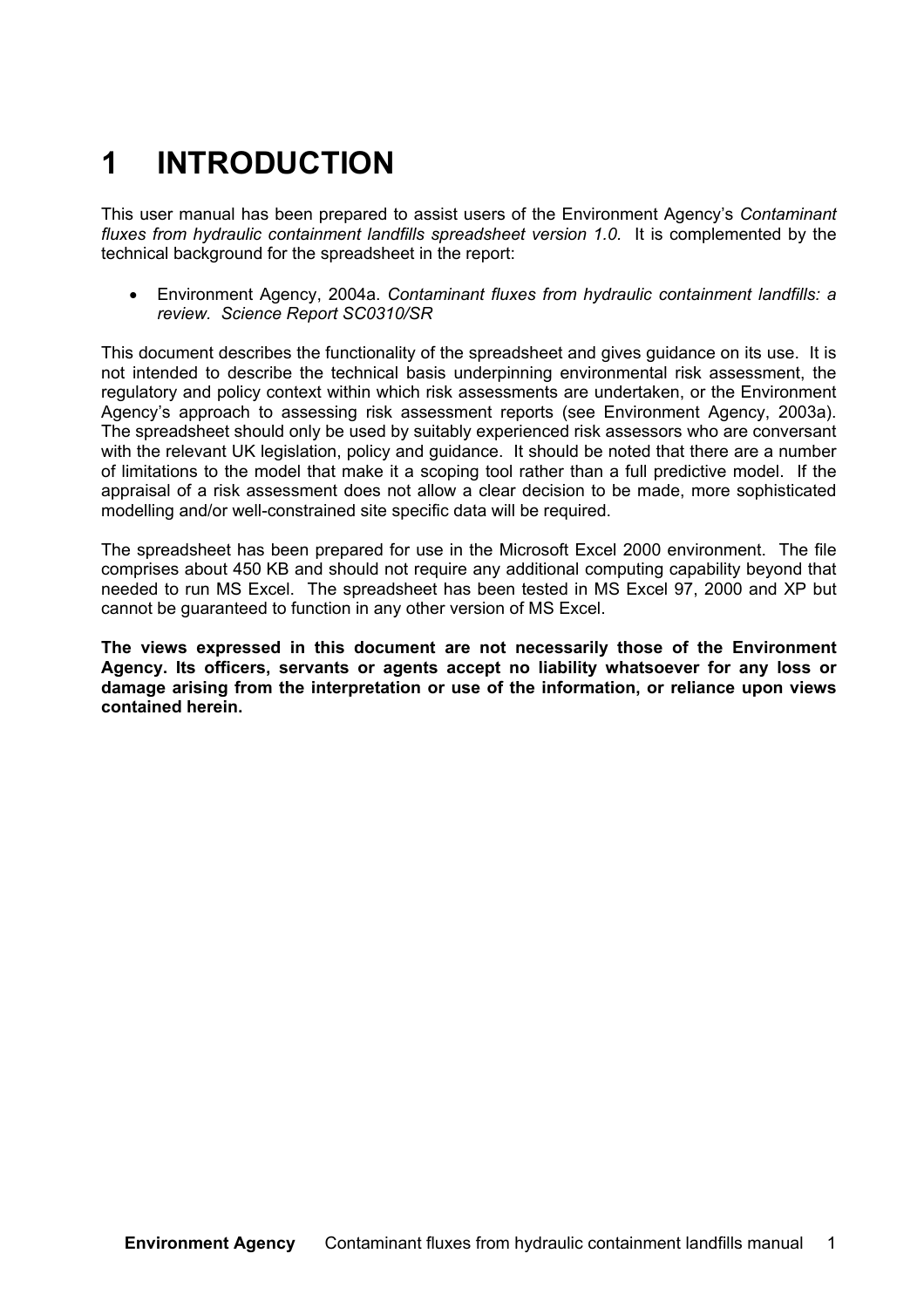# 1 INTRODUCTION

This user manual has been prepared to assist users of the Environment Agency's *Contaminant fluxes from hydraulic containment landfills spreadsheet version 1.0.* It is complemented by the technical background for the spreadsheet in the report:

- Environment Agency, 2004a. *Contaminant fluxes from hydraulic containment landfills: a review. Science Report SC0310/SR*

This document describes the functionality of the spreadsheet and gives guidance on its use. It is not intended to describe the technical basis underpinning environmental risk assessment, the regulatory and policy context within which risk assessments are undertaken, or the Environment Agency's approach to assessing risk assessment reports (see Environment Agency, 2003a). The spreadsheet should only be used by suitably experienced risk assessors who are conversant with the relevant UK legislation, policy and guidance. It should be noted that there are a number of limitations to the model that make it a scoping tool rather than a full predictive model. If the appraisal of a risk assessment does not allow a clear decision to be made, more sophisticated modelling and/or well-constrained site specific data will be required.

The spreadsheet has been prepared for use in the Microsoft Excel 2000 environment. The file comprises about 450 KB and should not require any additional computing capability beyond that needed to run MS Excel. The spreadsheet has been tested in MS Excel 97, 2000 and XP but cannot be guaranteed to function in any other version of MS Excel.

**The views expressed in this document are not necessarily those of the Environment Agency. Its officers, servants or agents accept no liability whatsoever for any loss or damage arising from the interpretation or use of the information, or reliance upon views contained herein.**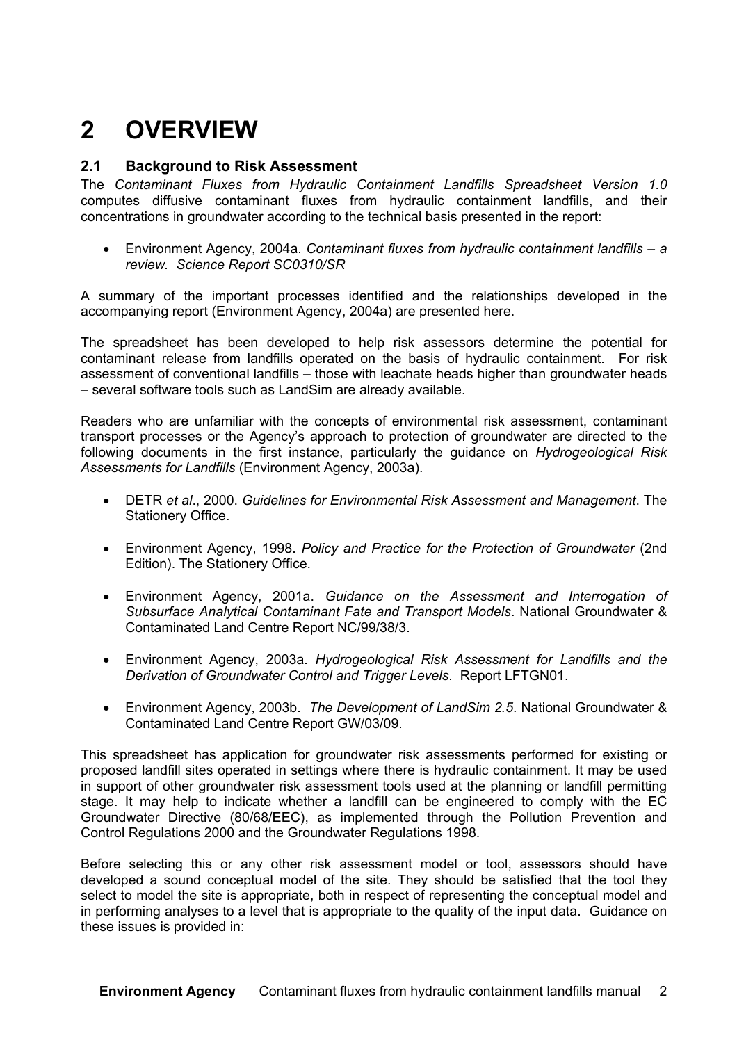# 2 OVERVIEW

## 2.1 Background to Risk Assessment

The *Contaminant Fluxes from Hydraulic Containment Landfills Spreadsheet Version 1.0* computes diffusive contaminant fluxes from hydraulic containment landfills, and their concentrations in groundwater according to the technical basis presented in the report:

- Environment Agency, 2004a. *Contaminant fluxes from hydraulic containment landfills – a review. Science Report SC0310/SR*

A summary of the important processes identified and the relationships developed in the accompanying report (Environment Agency, 2004a) are presented here.

The spreadsheet has been developed to help risk assessors determine the potential for contaminant release from landfills operated on the basis of hydraulic containment. For risk assessment of conventional landfills – those with leachate heads higher than groundwater heads – several software tools such as LandSim are already available.

Readers who are unfamiliar with the concepts of environmental risk assessment, contaminant transport processes or the Agency's approach to protection of groundwater are directed to the following documents in the first instance, particularly the guidance on *Hydrogeological Risk Assessments for Landfills* (Environment Agency, 2003a).

- DETR *et al*., 2000. *Guidelines for Environmental Risk Assessment and Management*. The Stationery Office.
- Environment Agency, 1998. *Policy and Practice for the Protection of Groundwater* (2nd Edition). The Stationery Office.
- Environment Agency, 2001a. *Guidance on the Assessment and Interrogation of Subsurface Analytical Contaminant Fate and Transport Models*. National Groundwater & Contaminated Land Centre Report NC/99/38/3.
- Environment Agency, 2003a. *Hydrogeological Risk Assessment for Landfills and the Derivation of Groundwater Control and Trigger Levels*. Report LFTGN01.
- Environment Agency, 2003b. *The Development of LandSim 2.5*. National Groundwater & Contaminated Land Centre Report GW/03/09.

This spreadsheet has application for groundwater risk assessments performed for existing or proposed landfill sites operated in settings where there is hydraulic containment. It may be used in support of other groundwater risk assessment tools used at the planning or landfill permitting stage. It may help to indicate whether a landfill can be engineered to comply with the EC Groundwater Directive (80/68/EEC), as implemented through the Pollution Prevention and Control Regulations 2000 and the Groundwater Regulations 1998.

Before selecting this or any other risk assessment model or tool, assessors should have developed a sound conceptual model of the site. They should be satisfied that the tool they select to model the site is appropriate, both in respect of representing the conceptual model and in performing analyses to a level that is appropriate to the quality of the input data. Guidance on these issues is provided in: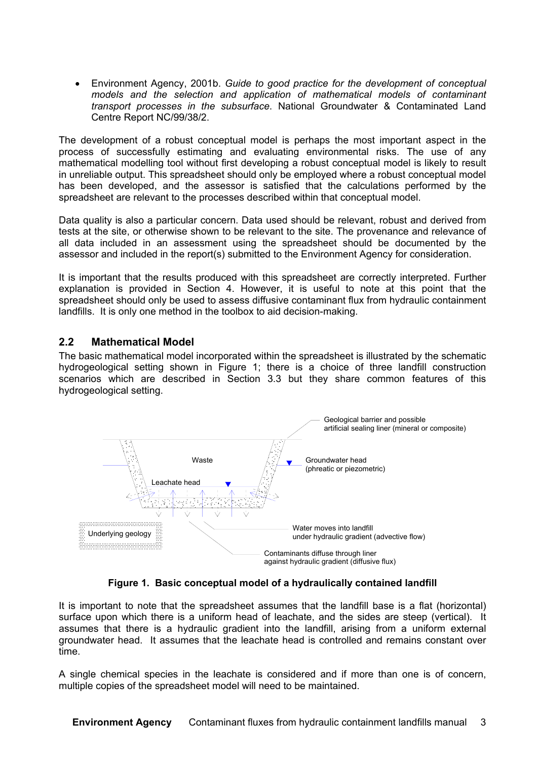- Environment Agency, 2001b. *Guide to good practice for the development of conceptual models and the selection and application of mathematical models of contaminant transport processes in the subsurface*. National Groundwater & Contaminated Land Centre Report NC/99/38/2.

The development of a robust conceptual model is perhaps the most important aspect in the process of successfully estimating and evaluating environmental risks. The use of any mathematical modelling tool without first developing a robust conceptual model is likely to result in unreliable output. This spreadsheet should only be employed where a robust conceptual model has been developed, and the assessor is satisfied that the calculations performed by the spreadsheet are relevant to the processes described within that conceptual model.

Data quality is also a particular concern. Data used should be relevant, robust and derived from tests at the site, or otherwise shown to be relevant to the site. The provenance and relevance of all data included in an assessment using the spreadsheet should be documented by the assessor and included in the report(s) submitted to the Environment Agency for consideration.

It is important that the results produced with this spreadsheet are correctly interpreted. Further explanation is provided in Section 4. However, it is useful to note at this point that the spreadsheet should only be used to assess diffusive contaminant flux from hydraulic containment landfills. It is only one method in the toolbox to aid decision-making.

## 2.2 Mathematical Model

The basic mathematical model incorporated within the spreadsheet is illustrated by the schematic hydrogeological setting shown in Figure 1; there is a choice of three landfill construction scenarios which are described in Section 3.3 but they share common features of this hydrogeological setting.

**Figure 1. Basic conceptual model of a hydraulically contained landfill**

It is important to note that the spreadsheet assumes that the landfill base is a flat (horizontal) surface upon which there is a uniform head of leachate, and the sides are steep (vertical). It assumes that there is a hydraulic gradient into the landfill, arising from a uniform external groundwater head. It assumes that the leachate head is controlled and remains constant over time.

A single chemical species in the leachate is considered and if more than one is of concern, multiple copies of the spreadsheet model will need to be maintained.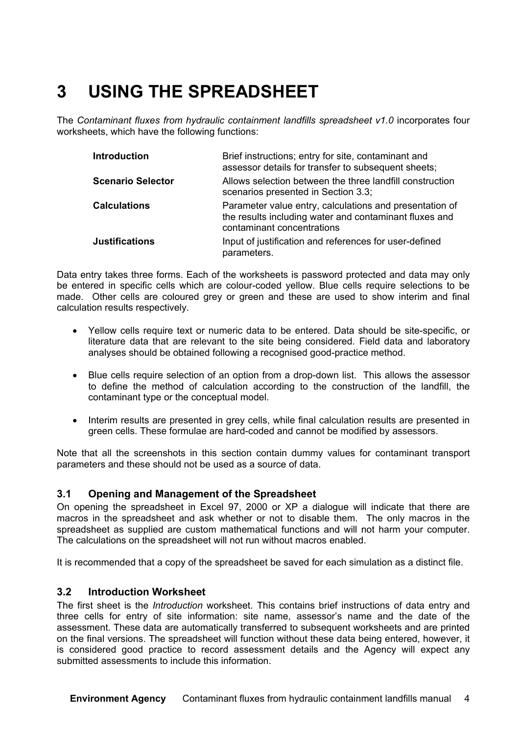# 3 USING THE SPREADSHEET

The *Contaminant fluxes from hydraulic containment landfills spreadsheet v1.0* incorporates four worksheets, which have the following functions:

| | |
|---|---|
| **Introduction** | Brief instructions; entry for site, contaminant and assessor details for transfer to subsequent sheets; |
| **Scenario Selector** | Allows selection between the three landfill construction scenarios presented in Section 3.3; |
| **Calculations** | Parameter value entry, calculations and presentation of the results including water and contaminant fluxes and contaminant concentrations |
| **Justifications** | Input of justification and references for user-defined parameters. |

Data entry takes three forms. Each of the worksheets is password protected and data may only be entered in specific cells which are colour-coded yellow. Blue cells require selections to be made. Other cells are coloured grey or green and these are used to show interim and final calculation results respectively.

- Yellow cells require text or numeric data to be entered. Data should be site-specific, or literature data that are relevant to the site being considered. Field data and laboratory analyses should be obtained following a recognised good-practice method.
- Blue cells require selection of an option from a drop-down list. This allows the assessor to define the method of calculation according to the construction of the landfill, the contaminant type or the conceptual model.
- Interim results are presented in grey cells, while final calculation results are presented in green cells. These formulae are hard-coded and cannot be modified by assessors.

Note that all the screenshots in this section contain dummy values for contaminant transport parameters and these should not be used as a source of data.

## 3.1 Opening and Management of the Spreadsheet

On opening the spreadsheet in Excel 97, 2000 or XP a dialogue will indicate that there are macros in the spreadsheet and ask whether or not to disable them. The only macros in the spreadsheet as supplied are custom mathematical functions and will not harm your computer. The calculations on the spreadsheet will not run without macros enabled.

It is recommended that a copy of the spreadsheet be saved for each simulation as a distinct file.

## 3.2 Introduction Worksheet

The first sheet is the *Introduction* worksheet. This contains brief instructions of data entry and three cells for entry of site information: site name, assessor's name and the date of the assessment. These data are automatically transferred to subsequent worksheets and are printed on the final versions. The spreadsheet will function without these data being entered, however, it is considered good practice to record assessment details and the Agency will expect any submitted assessments to include this information.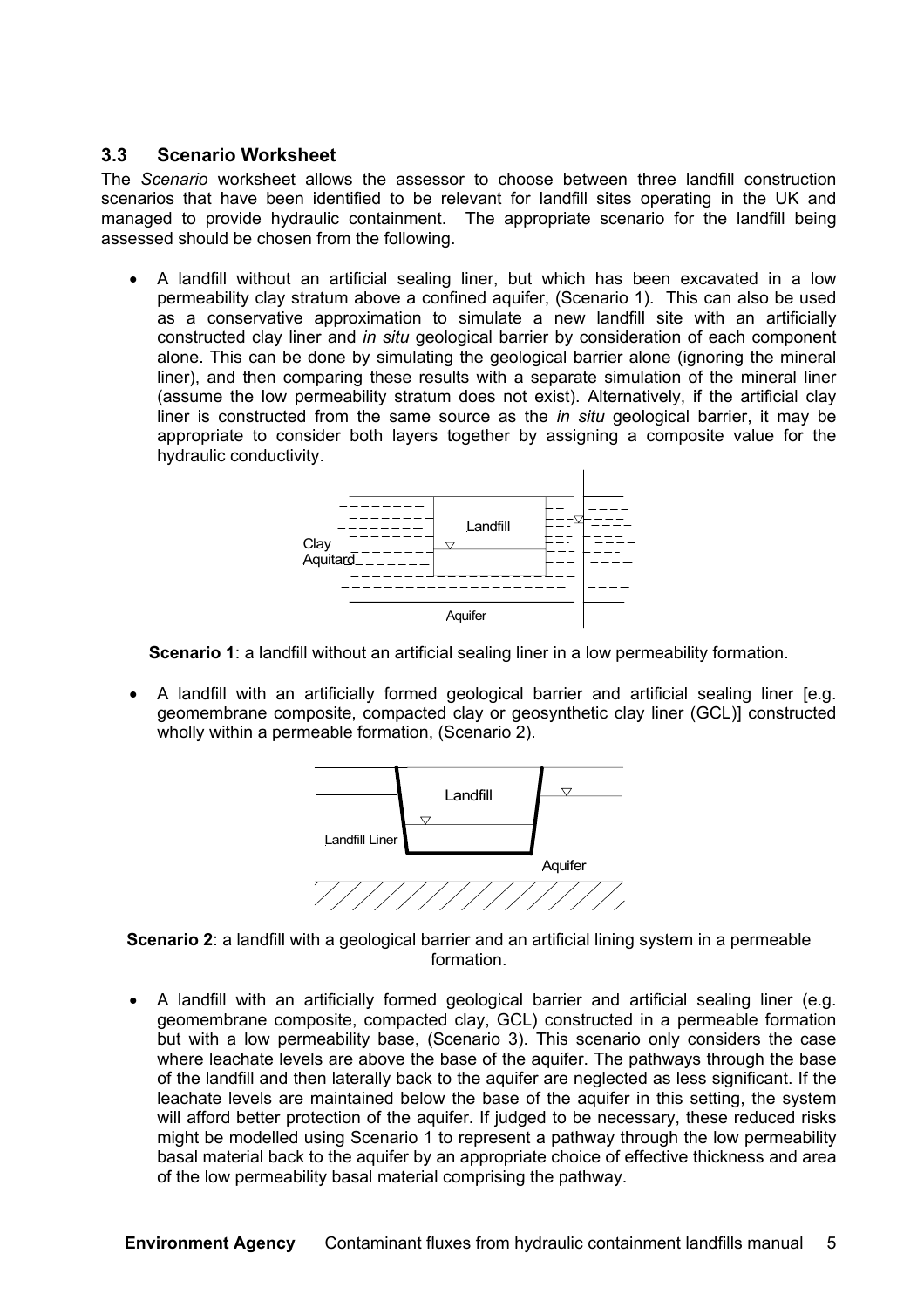### 3.3 Scenario Worksheet

The *Scenario* worksheet allows the assessor to choose between three landfill construction scenarios that have been identified to be relevant for landfill sites operating in the UK and managed to provide hydraulic containment. The appropriate scenario for the landfill being assessed should be chosen from the following.

- A landfill without an artificial sealing liner, but which has been excavated in a low permeability clay stratum above a confined aquifer, (Scenario 1). This can also be used as a conservative approximation to simulate a new landfill site with an artificially constructed clay liner and *in situ* geological barrier by consideration of each component alone. This can be done by simulating the geological barrier alone (ignoring the mineral liner), and then comparing these results with a separate simulation of the mineral liner (assume the low permeability stratum does not exist). Alternatively, if the artificial clay liner is constructed from the same source as the *in situ* geological barrier, it may be appropriate to consider both layers together by assigning a composite value for the hydraulic conductivity.

**Scenario 1**: a landfill without an artificial sealing liner in a low permeability formation.

- A landfill with an artificially formed geological barrier and artificial sealing liner [e.g. geomembrane composite, compacted clay or geosynthetic clay liner (GCL)] constructed wholly within a permeable formation, (Scenario 2).

**Scenario 2**: a landfill with a geological barrier and an artificial lining system in a permeable formation.

- A landfill with an artificially formed geological barrier and artificial sealing liner (e.g. geomembrane composite, compacted clay, GCL) constructed in a permeable formation but with a low permeability base, (Scenario 3). This scenario only considers the case where leachate levels are above the base of the aquifer. The pathways through the base of the landfill and then laterally back to the aquifer are neglected as less significant. If the leachate levels are maintained below the base of the aquifer in this setting, the system will afford better protection of the aquifer. If judged to be necessary, these reduced risks might be modelled using Scenario 1 to represent a pathway through the low permeability basal material back to the aquifer by an appropriate choice of effective thickness and area of the low permeability basal material comprising the pathway.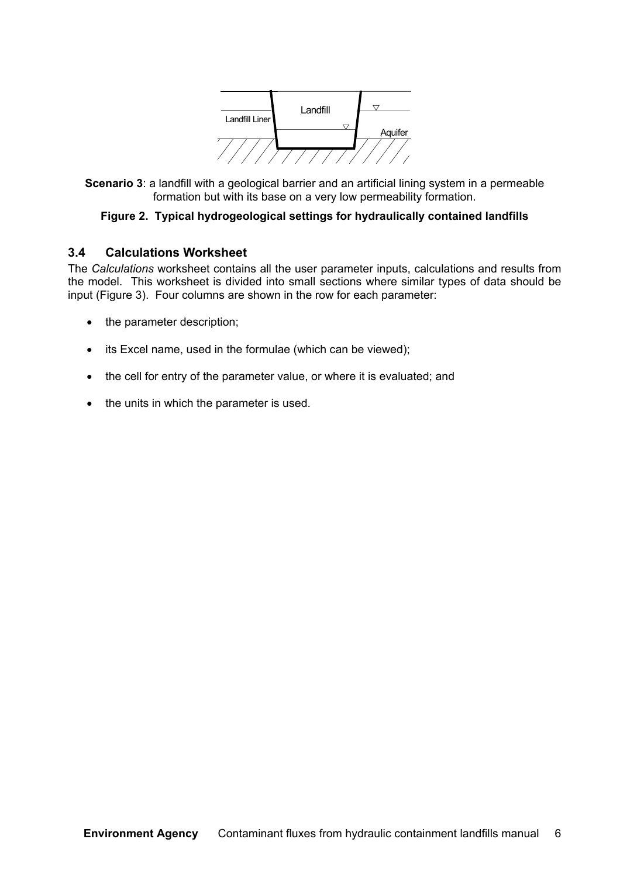**Scenario 3**: a landfill with a geological barrier and an artificial lining system in a permeable formation but with its base on a very low permeability formation.

**Figure 2. Typical hydrogeological settings for hydraulically contained landfills**

### 3.4 Calculations Worksheet

The *Calculations* worksheet contains all the user parameter inputs, calculations and results from the model. This worksheet is divided into small sections where similar types of data should be input (Figure 3). Four columns are shown in the row for each parameter:

- the parameter description;
- its Excel name, used in the formulae (which can be viewed);
- the cell for entry of the parameter value, or where it is evaluated; and
- the units in which the parameter is used.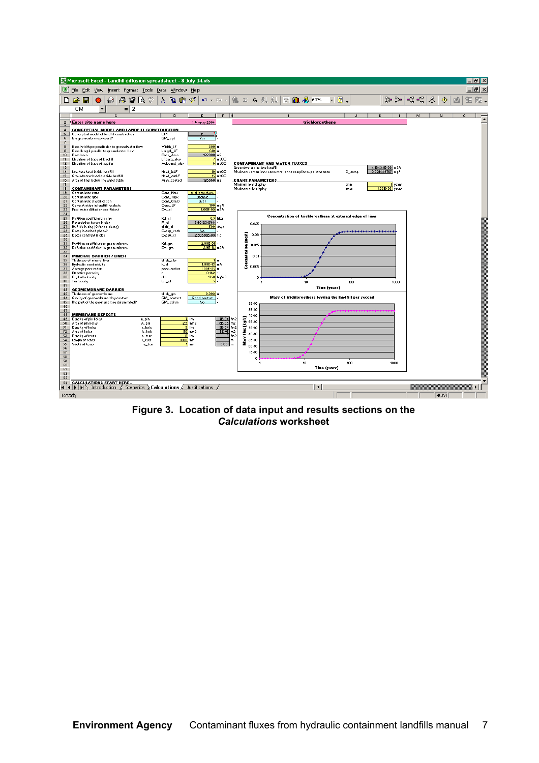**Figure 3. Location of data input and results sections on the *Calculations* worksheet**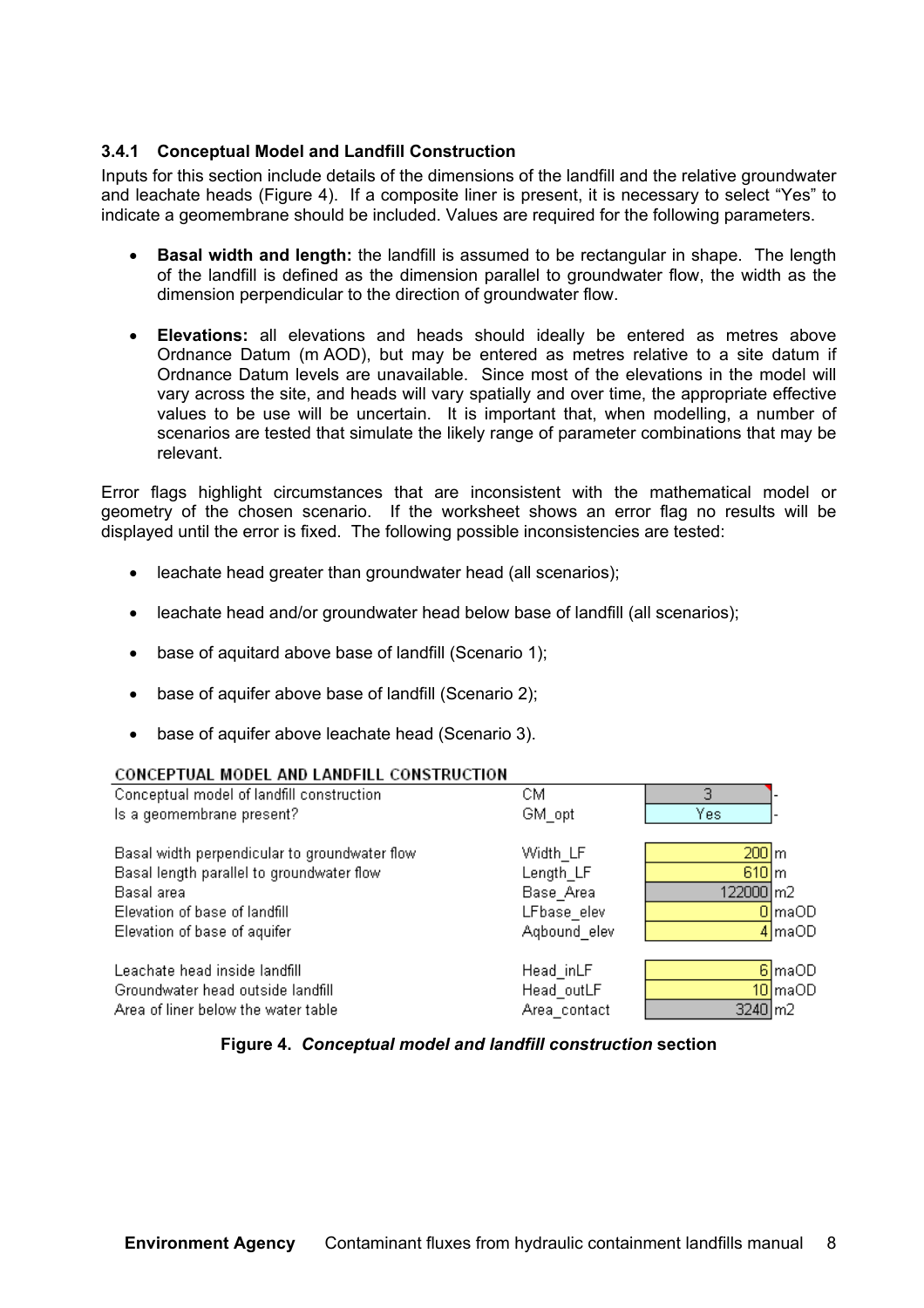### 3.4.1 Conceptual Model and Landfill Construction

Inputs for this section include details of the dimensions of the landfill and the relative groundwater and leachate heads (Figure 4). If a composite liner is present, it is necessary to select "Yes" to indicate a geomembrane should be included. Values are required for the following parameters.

- **Basal width and length:** the landfill is assumed to be rectangular in shape. The length of the landfill is defined as the dimension parallel to groundwater flow, the width as the dimension perpendicular to the direction of groundwater flow.

- **Elevations:** all elevations and heads should ideally be entered as metres above Ordnance Datum (m AOD), but may be entered as metres relative to a site datum if Ordnance Datum levels are unavailable. Since most of the elevations in the model will vary across the site, and heads will vary spatially and over time, the appropriate effective values to be use will be uncertain. It is important that, when modelling, a number of scenarios are tested that simulate the likely range of parameter combinations that may be relevant.

Error flags highlight circumstances that are inconsistent with the mathematical model or geometry of the chosen scenario. If the worksheet shows an error flag no results will be displayed until the error is fixed. The following possible inconsistencies are tested:

- leachate head greater than groundwater head (all scenarios);

- leachate head and/or groundwater head below base of landfill (all scenarios);

- base of aquitard above base of landfill (Scenario 1);

- base of aquifer above base of landfill (Scenario 2);

- base of aquifer above leachate head (Scenario 3).

| CONCEPTUAL MODEL AND LANDFILL CONSTRUCTION | | | |
|---|---|---|---|
| Conceptual model of landfill construction | CM | 3 | - |
| Is a geomembrane present? | GM_opt | Yes | - |
| | | | |
| Basal width perpendicular to groundwater flow | Width_LF | 200 | m |
| Basal length parallel to groundwater flow | Length_LF | 610 | m |
| Basal area | Base_Area | 122000 | m2 |
| Elevation of base of landfill | LFbase_elev | 0 | maOD |
| Elevation of base of aquifer | Aqbound_elev | 4 | maOD |
| | | | |
| Leachate head inside landfill | Head_inLF | 6 | maOD |
| Groundwater head outside landfill | Head_outLF | 10 | maOD |
| Area of liner below the water table | Area_contact | 3240 | m2 |

**Figure 4.** ***Conceptual model and landfill construction*** **section**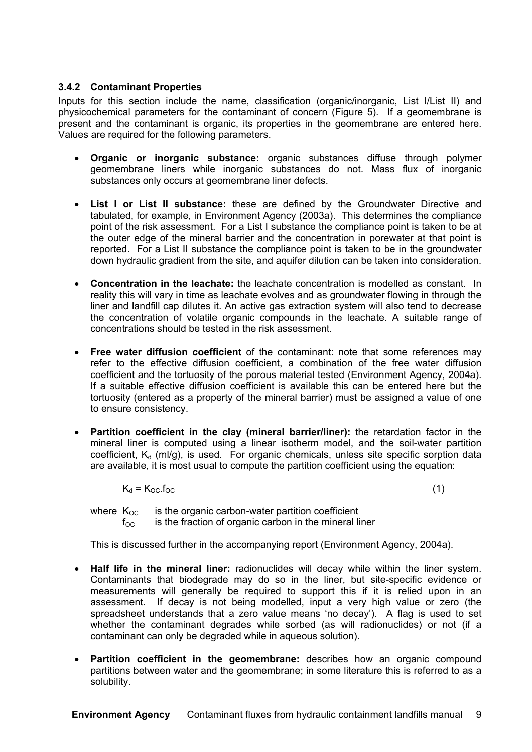### 3.4.2 Contaminant Properties

Inputs for this section include the name, classification (organic/inorganic, List I/List II) and physicochemical parameters for the contaminant of concern (Figure 5). If a geomembrane is present and the contaminant is organic, its properties in the geomembrane are entered here. Values are required for the following parameters.

- **Organic or inorganic substance:** organic substances diffuse through polymer geomembrane liners while inorganic substances do not. Mass flux of inorganic substances only occurs at geomembrane liner defects.

- **List I or List II substance:** these are defined by the Groundwater Directive and tabulated, for example, in Environment Agency (2003a). This determines the compliance point of the risk assessment. For a List I substance the compliance point is taken to be at the outer edge of the mineral barrier and the concentration in porewater at that point is reported. For a List II substance the compliance point is taken to be in the groundwater down hydraulic gradient from the site, and aquifer dilution can be taken into consideration.

- **Concentration in the leachate:** the leachate concentration is modelled as constant. In reality this will vary in time as leachate evolves and as groundwater flowing in through the liner and landfill cap dilutes it. An active gas extraction system will also tend to decrease the concentration of volatile organic compounds in the leachate. A suitable range of concentrations should be tested in the risk assessment.

- **Free water diffusion coefficient** of the contaminant: note that some references may refer to the effective diffusion coefficient, a combination of the free water diffusion coefficient and the tortuosity of the porous material tested (Environment Agency, 2004a). If a suitable effective diffusion coefficient is available this can be entered here but the tortuosity (entered as a property of the mineral barrier) must be assigned a value of one to ensure consistency.

- **Partition coefficient in the clay (mineral barrier/liner):** the retardation factor in the mineral liner is computed using a linear isotherm model, and the soil-water partition coefficient, $K_d$ (ml/g), is used. For organic chemicals, unless site specific sorption data are available, it is most usual to compute the partition coefficient using the equation:

  $$K_d = K_{OC}.f_{OC} \quad (1)$$

  where $K_{OC}$ is the organic carbon-water partition coefficient
  $f_{OC}$ is the fraction of organic carbon in the mineral liner

  This is discussed further in the accompanying report (Environment Agency, 2004a).

- **Half life in the mineral liner:** radionuclides will decay while within the liner system. Contaminants that biodegrade may do so in the liner, but site-specific evidence or measurements will generally be required to support this if it is relied upon in an assessment. If decay is not being modelled, input a very high value or zero (the spreadsheet understands that a zero value means 'no decay'). A flag is used to set whether the contaminant degrades while sorbed (as will radionuclides) or not (if a contaminant can only be degraded while in aqueous solution).

- **Partition coefficient in the geomembrane:** describes how an organic compound partitions between water and the geomembrane; in some literature this is referred to as a solubility.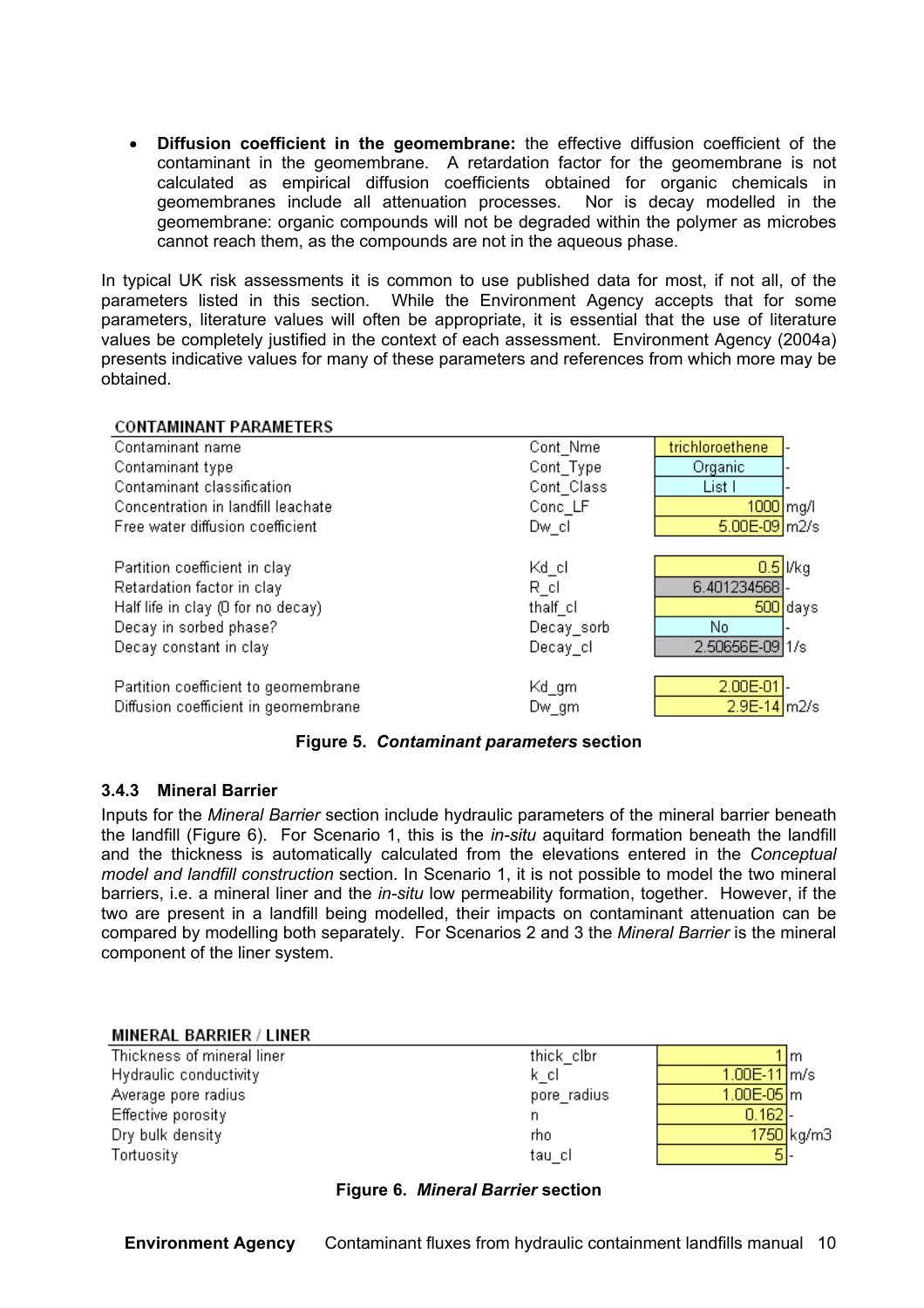- **Diffusion coefficient in the geomembrane:** the effective diffusion coefficient of the contaminant in the geomembrane. A retardation factor for the geomembrane is not calculated as empirical diffusion coefficients obtained for organic chemicals in geomembranes include all attenuation processes. Nor is decay modelled in the geomembrane: organic compounds will not be degraded within the polymer as microbes cannot reach them, as the compounds are not in the aqueous phase.

In typical UK risk assessments it is common to use published data for most, if not all, of the parameters listed in this section. While the Environment Agency accepts that for some parameters, literature values will often be appropriate, it is essential that the use of literature values be completely justified in the context of each assessment. Environment Agency (2004a) presents indicative values for many of these parameters and references from which more may be obtained.

| CONTAMINANT PARAMETERS | | | |
|---|---|---|---|
| Contaminant name | Cont_Nme | trichloroethene | - |
| Contaminant type | Cont_Type | Organic | - |
| Contaminant classification | Cont_Class | List I | - |
| Concentration in landfill leachate | Conc_LF | 1000 | mg/l |
| Free water diffusion coefficient | Dw_cl | 5.00E-09 | m2/s |
| | | | |
| Partition coefficient in clay | Kd_cl | 0.5 | l/kg |
| Retardation factor in clay | R_cl | 6.401234568 | - |
| Half life in clay (0 for no decay) | thalf_cl | 500 | days |
| Decay in sorbed phase? | Decay_sorb | No | - |
| Decay constant in clay | Decay_cl | 2.50656E-09 | 1/s |
| | | | |
| Partition coefficient to geomembrane | Kd_gm | 2.00E-01 | - |
| Diffusion coefficient in geomembrane | Dw_gm | 2.9E-14 | m2/s |

**Figure 5. *Contaminant parameters* section**

### 3.4.3 Mineral Barrier

Inputs for the *Mineral Barrier* section include hydraulic parameters of the mineral barrier beneath the landfill (Figure 6). For Scenario 1, this is the *in-situ* aquitard formation beneath the landfill and the thickness is automatically calculated from the elevations entered in the *Conceptual model and landfill construction* section. In Scenario 1, it is not possible to model the two mineral barriers, i.e. a mineral liner and the *in-situ* low permeability formation, together. However, if the two are present in a landfill being modelled, their impacts on contaminant attenuation can be compared by modelling both separately. For Scenarios 2 and 3 the *Mineral Barrier* is the mineral component of the liner system.

| MINERAL BARRIER / LINER | | | |
|---|---|---|---|
| Thickness of mineral liner | thick_clbr | 1 | m |
| Hydraulic conductivity | k_cl | 1.00E-11 | m/s |
| Average pore radius | pore_radius | 1.00E-05 | m |
| Effective porosity | n | 0.162 | - |
| Dry bulk density | rho | 1750 | kg/m3 |
| Tortuosity | tau_cl | 5 | - |

**Figure 6. *Mineral Barrier* section**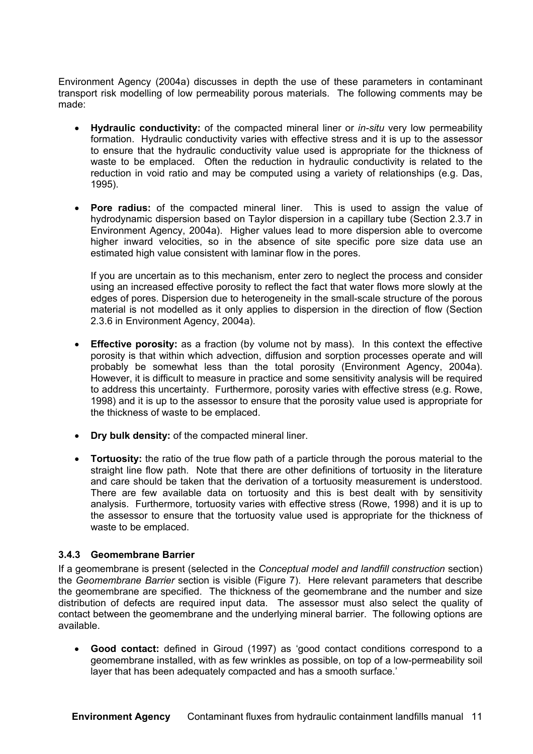Environment Agency (2004a) discusses in depth the use of these parameters in contaminant transport risk modelling of low permeability porous materials. The following comments may be made:

- **Hydraulic conductivity:** of the compacted mineral liner or *in-situ* very low permeability formation. Hydraulic conductivity varies with effective stress and it is up to the assessor to ensure that the hydraulic conductivity value used is appropriate for the thickness of waste to be emplaced. Often the reduction in hydraulic conductivity is related to the reduction in void ratio and may be computed using a variety of relationships (e.g. Das, 1995).

- **Pore radius:** of the compacted mineral liner. This is used to assign the value of hydrodynamic dispersion based on Taylor dispersion in a capillary tube (Section 2.3.7 in Environment Agency, 2004a). Higher values lead to more dispersion able to overcome higher inward velocities, so in the absence of site specific pore size data use an estimated high value consistent with laminar flow in the pores.

  If you are uncertain as to this mechanism, enter zero to neglect the process and consider using an increased effective porosity to reflect the fact that water flows more slowly at the edges of pores. Dispersion due to heterogeneity in the small-scale structure of the porous material is not modelled as it only applies to dispersion in the direction of flow (Section 2.3.6 in Environment Agency, 2004a).

- **Effective porosity:** as a fraction (by volume not by mass). In this context the effective porosity is that within which advection, diffusion and sorption processes operate and will probably be somewhat less than the total porosity (Environment Agency, 2004a). However, it is difficult to measure in practice and some sensitivity analysis will be required to address this uncertainty. Furthermore, porosity varies with effective stress (e.g. Rowe, 1998) and it is up to the assessor to ensure that the porosity value used is appropriate for the thickness of waste to be emplaced.

- **Dry bulk density:** of the compacted mineral liner.

- **Tortuosity:** the ratio of the true flow path of a particle through the porous material to the straight line flow path. Note that there are other definitions of tortuosity in the literature and care should be taken that the derivation of a tortuosity measurement is understood. There are few available data on tortuosity and this is best dealt with by sensitivity analysis. Furthermore, tortuosity varies with effective stress (Rowe, 1998) and it is up to the assessor to ensure that the tortuosity value used is appropriate for the thickness of waste to be emplaced.

### 3.4.3 Geomembrane Barrier

If a geomembrane is present (selected in the *Conceptual model and landfill construction* section) the *Geomembrane Barrier* section is visible (Figure 7). Here relevant parameters that describe the geomembrane are specified. The thickness of the geomembrane and the number and size distribution of defects are required input data. The assessor must also select the quality of contact between the geomembrane and the underlying mineral barrier. The following options are available.

- **Good contact:** defined in Giroud (1997) as 'good contact conditions correspond to a geomembrane installed, with as few wrinkles as possible, on top of a low-permeability soil layer that has been adequately compacted and has a smooth surface.'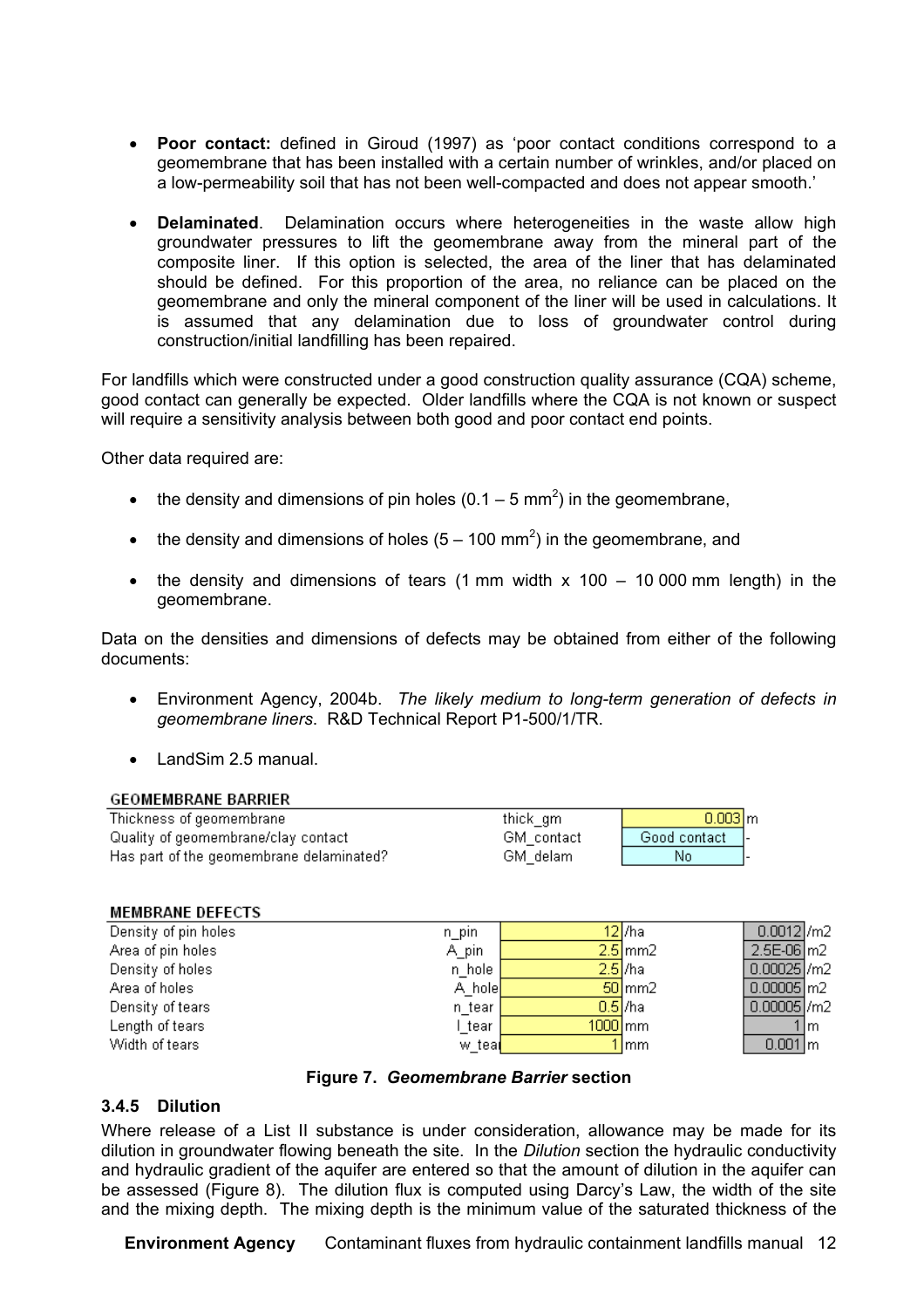- **Poor contact:** defined in Giroud (1997) as 'poor contact conditions correspond to a geomembrane that has been installed with a certain number of wrinkles, and/or placed on a low-permeability soil that has not been well-compacted and does not appear smooth.'

- **Delaminated**. Delamination occurs where heterogeneities in the waste allow high groundwater pressures to lift the geomembrane away from the mineral part of the composite liner. If this option is selected, the area of the liner that has delaminated should be defined. For this proportion of the area, no reliance can be placed on the geomembrane and only the mineral component of the liner will be used in calculations. It is assumed that any delamination due to loss of groundwater control during construction/initial landfilling has been repaired.

For landfills which were constructed under a good construction quality assurance (CQA) scheme, good contact can generally be expected. Older landfills where the CQA is not known or suspect will require a sensitivity analysis between both good and poor contact end points.

Other data required are:

- the density and dimensions of pin holes (0.1 – 5 mm$^2$) in the geomembrane,

- the density and dimensions of holes (5 – 100 mm$^2$) in the geomembrane, and

- the density and dimensions of tears (1 mm width x 100 – 10 000 mm length) in the geomembrane.

Data on the densities and dimensions of defects may be obtained from either of the following documents:

- Environment Agency, 2004b. *The likely medium to long-term generation of defects in geomembrane liners*. R&D Technical Report P1-500/1/TR.

- LandSim 2.5 manual.

**GEOMEMBRANE BARRIER**

| | | | |
|---|---|---|---|
| Thickness of geomembrane | thick_gm | 0.003 | m |
| Quality of geomembrane/clay contact | GM_contact | Good contact | - |
| Has part of the geomembrane delaminated? | GM_delam | No | - |

**MEMBRANE DEFECTS**

| | | | | | |
|---|---|---|---|---|---|
| Density of pin holes | n_pin | 12 | /ha | 0.0012 | /m2 |
| Area of pin holes | A_pin | 2.5 | mm2 | 2.5E-06 | m2 |
| Density of holes | n_hole | 2.5 | /ha | 0.00025 | /m2 |
| Area of holes | A_hole | 50 | mm2 | 0.00005 | m2 |
| Density of tears | n_tear | 0.5 | /ha | 0.00005 | /m2 |
| Length of tears | l_tear | 1000 | mm | 1 | m |
| Width of tears | w_tear | 1 | mm | 0.001 | m |

**Figure 7.** ***Geomembrane Barrier*** **section**

### 3.4.5 Dilution

Where release of a List II substance is under consideration, allowance may be made for its dilution in groundwater flowing beneath the site. In the *Dilution* section the hydraulic conductivity and hydraulic gradient of the aquifer are entered so that the amount of dilution in the aquifer can be assessed (Figure 8). The dilution flux is computed using Darcy's Law, the width of the site and the mixing depth. The mixing depth is the minimum value of the saturated thickness of the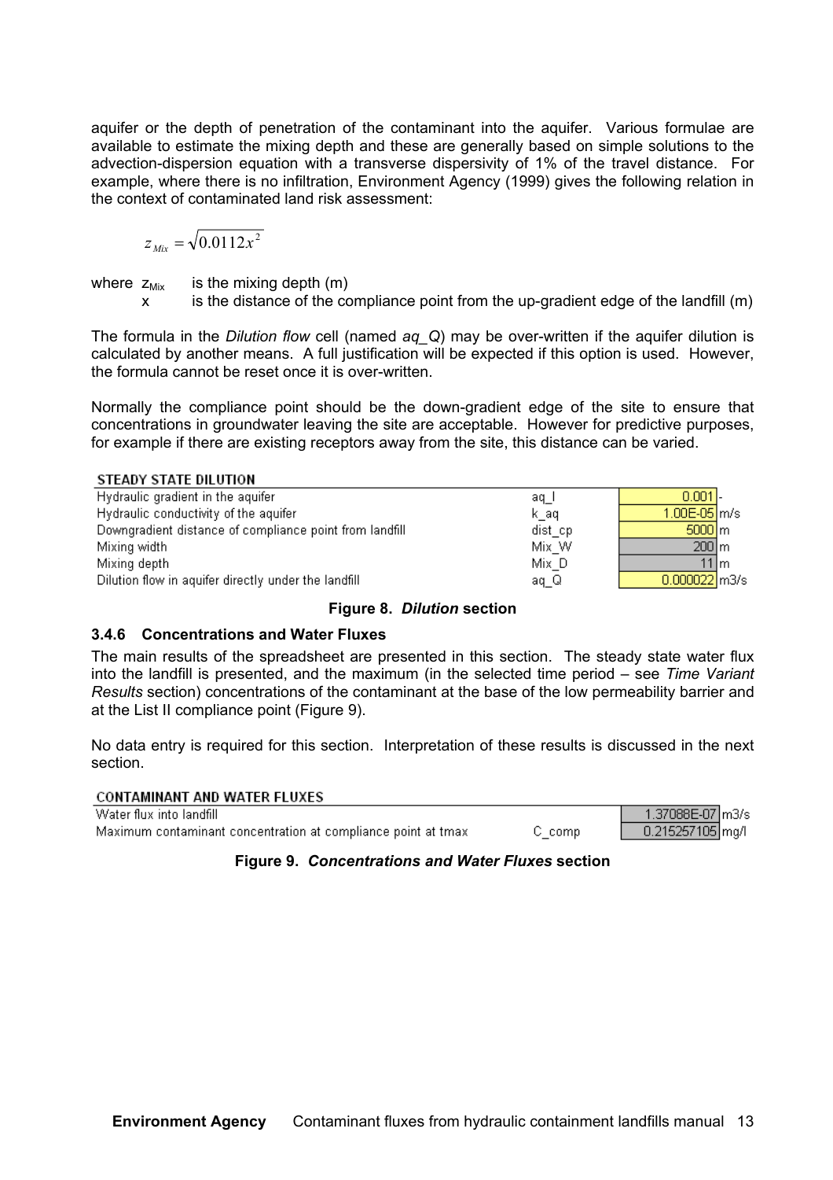aquifer or the depth of penetration of the contaminant into the aquifer. Various formulae are available to estimate the mixing depth and these are generally based on simple solutions to the advection-dispersion equation with a transverse dispersivity of 1% of the travel distance. For example, where there is no infiltration, Environment Agency (1999) gives the following relation in the context of contaminated land risk assessment:

$$z_{Mix} = \sqrt{0.0112x^2}$$

where $z_{Mix}$ is the mixing depth (m)
$x$ is the distance of the compliance point from the up-gradient edge of the landfill (m)

The formula in the *Dilution flow* cell (named *aq_Q*) may be over-written if the aquifer dilution is calculated by another means. A full justification will be expected if this option is used. However, the formula cannot be reset once it is over-written.

Normally the compliance point should be the down-gradient edge of the site to ensure that concentrations in groundwater leaving the site are acceptable. However for predictive purposes, for example if there are existing receptors away from the site, this distance can be varied.

| STEADY STATE DILUTION | | | |
|---|---|---|---|
| Hydraulic gradient in the aquifer | aq_I | 0.001 | - |
| Hydraulic conductivity of the aquifer | k_aq | 1.00E-05 | m/s |
| Downgradient distance of compliance point from landfill | dist_cp | 5000 | m |
| Mixing width | Mix_W | 200 | m |
| Mixing depth | Mix_D | 11 | m |
| Dilution flow in aquifer directly under the landfill | aq_Q | 0.000022 | m3/s |

**Figure 8. *Dilution* section**

### 3.4.6 Concentrations and Water Fluxes

The main results of the spreadsheet are presented in this section. The steady state water flux into the landfill is presented, and the maximum (in the selected time period – see *Time Variant Results* section) concentrations of the contaminant at the base of the low permeability barrier and at the List II compliance point (Figure 9).

No data entry is required for this section. Interpretation of these results is discussed in the next section.

| CONTAMINANT AND WATER FLUXES | | | |
|---|---|---|---|
| Water flux into landfill | | 1.37088E-07 | m3/s |
| Maximum contaminant concentration at compliance point at tmax | C_comp | 0.215257105 | mg/l |

**Figure 9. *Concentrations and Water Fluxes* section**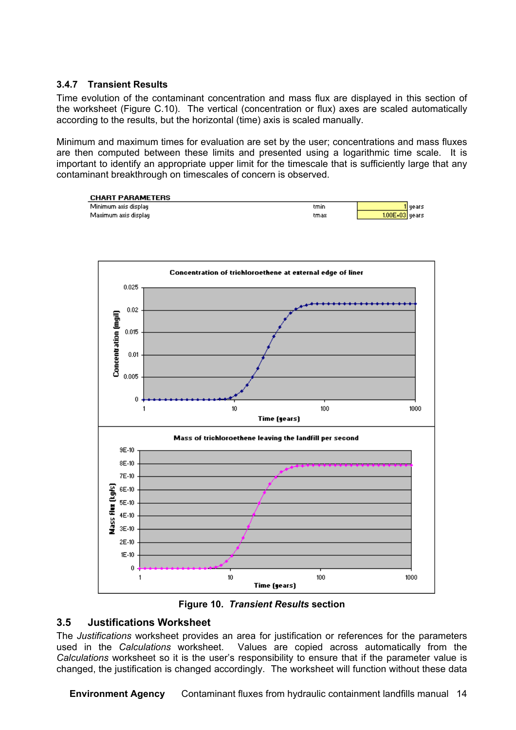### 3.4.7 Transient Results

Time evolution of the contaminant concentration and mass flux are displayed in this section of the worksheet (Figure C.10). The vertical (concentration or flux) axes are scaled automatically according to the results, but the horizontal (time) axis is scaled manually.

Minimum and maximum times for evaluation are set by the user; concentrations and mass fluxes are then computed between these limits and presented using a logarithmic time scale. It is important to identify an appropriate upper limit for the timescale that is sufficiently large that any contaminant breakthrough on timescales of concern is observed.

| CHART PARAMETERS | | | |
|---|---|---|---|
| Minimum axis display | tmin | 1 | years |
| Maximum axis display | tmax | 1.00E+03 | years |

**Figure 10.** ***Transient Results*** **section**

## 3.5 Justifications Worksheet

The *Justifications* worksheet provides an area for justification or references for the parameters used in the *Calculations* worksheet. Values are copied across automatically from the *Calculations* worksheet so it is the user's responsibility to ensure that if the parameter value is changed, the justification is changed accordingly. The worksheet will function without these data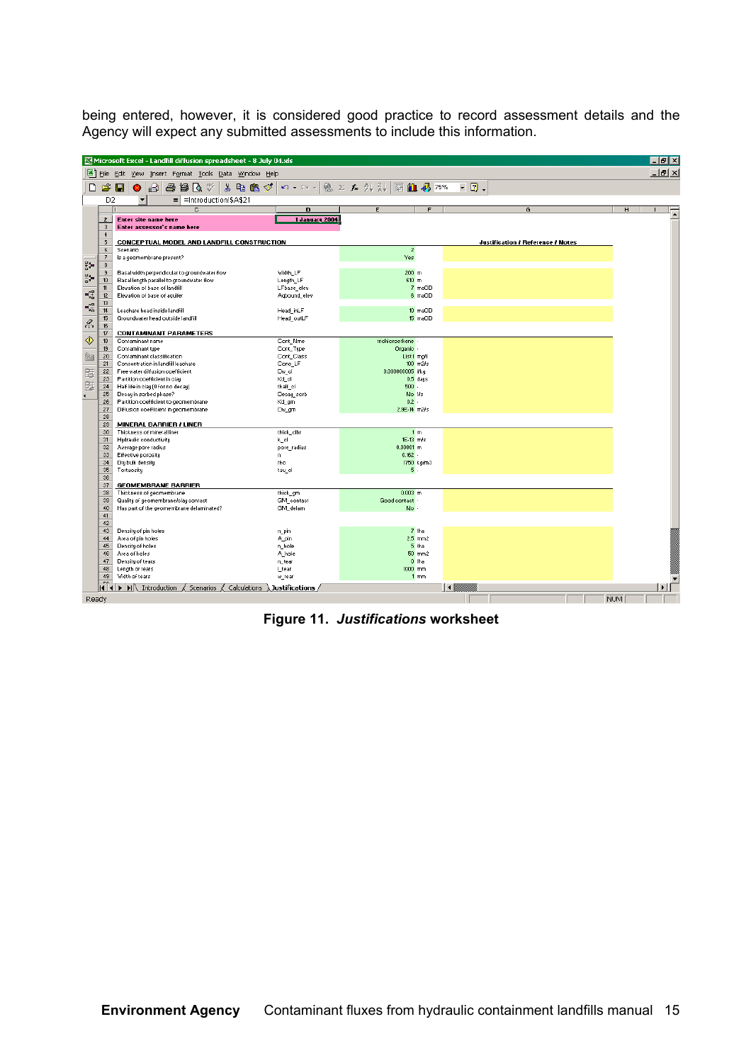being entered, however, it is considered good practice to record assessment details and the Agency will expect any submitted assessments to include this information.

**Figure 11. *Justifications* worksheet**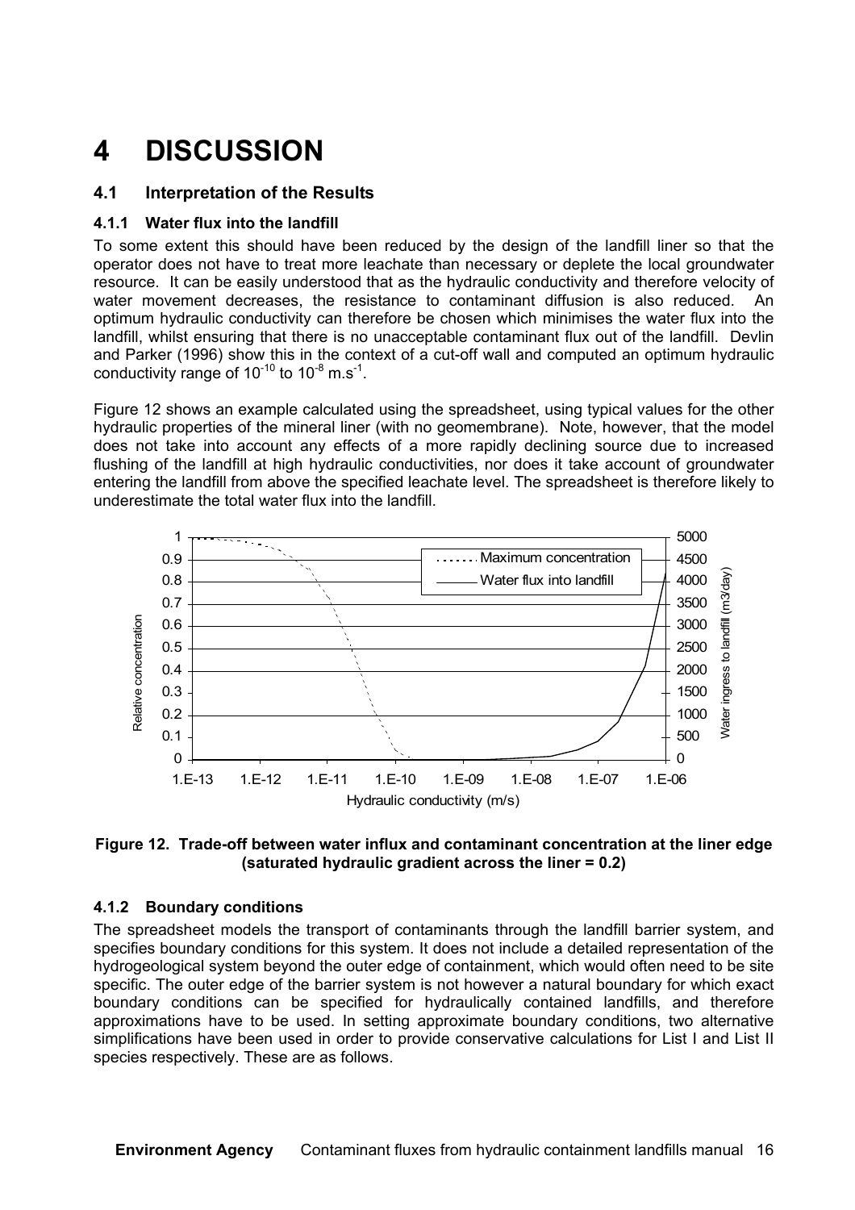# 4 DISCUSSION

## 4.1 Interpretation of the Results

### 4.1.1 Water flux into the landfill

To some extent this should have been reduced by the design of the landfill liner so that the operator does not have to treat more leachate than necessary or deplete the local groundwater resource. It can be easily understood that as the hydraulic conductivity and therefore velocity of water movement decreases, the resistance to contaminant diffusion is also reduced. An optimum hydraulic conductivity can therefore be chosen which minimises the water flux into the landfill, whilst ensuring that there is no unacceptable contaminant flux out of the landfill. Devlin and Parker (1996) show this in the context of a cut-off wall and computed an optimum hydraulic conductivity range of $10^{-10}$ to $10^{-8}$ $m.s^{-1}$.

Figure 12 shows an example calculated using the spreadsheet, using typical values for the other hydraulic properties of the mineral liner (with no geomembrane). Note, however, that the model does not take into account any effects of a more rapidly declining source due to increased flushing of the landfill at high hydraulic conductivities, nor does it take account of groundwater entering the landfill from above the specified leachate level. The spreadsheet is therefore likely to underestimate the total water flux into the landfill.

**Figure 12. Trade-off between water influx and contaminant concentration at the liner edge (saturated hydraulic gradient across the liner = 0.2)**

### 4.1.2 Boundary conditions

The spreadsheet models the transport of contaminants through the landfill barrier system, and specifies boundary conditions for this system. It does not include a detailed representation of the hydrogeological system beyond the outer edge of containment, which would often need to be site specific. The outer edge of the barrier system is not however a natural boundary for which exact boundary conditions can be specified for hydraulically contained landfills, and therefore approximations have to be used. In setting approximate boundary conditions, two alternative simplifications have been used in order to provide conservative calculations for List I and List II species respectively. These are as follows.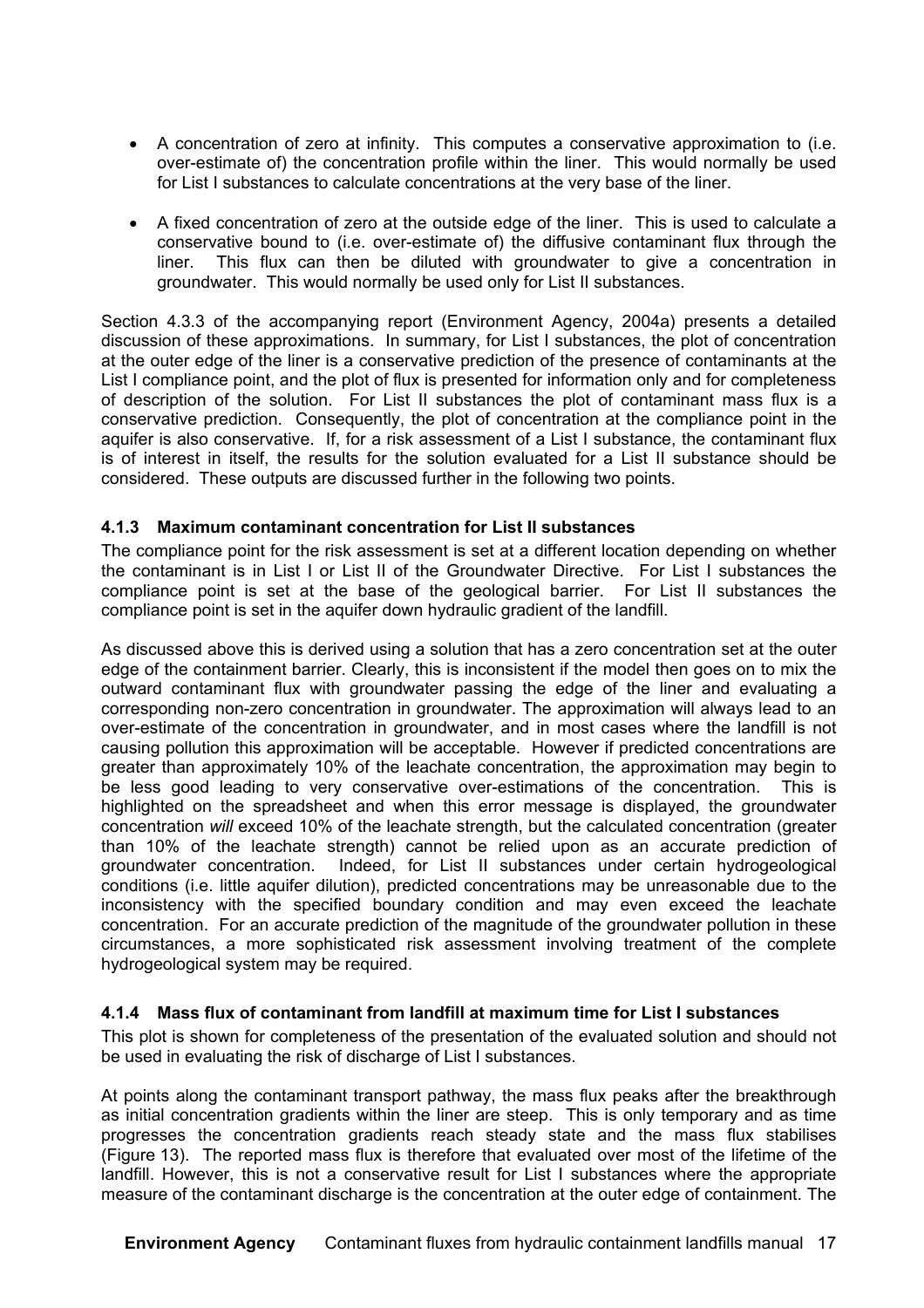- A concentration of zero at infinity. This computes a conservative approximation to (i.e. over-estimate of) the concentration profile within the liner. This would normally be used for List I substances to calculate concentrations at the very base of the liner.

- A fixed concentration of zero at the outside edge of the liner. This is used to calculate a conservative bound to (i.e. over-estimate of) the diffusive contaminant flux through the liner. This flux can then be diluted with groundwater to give a concentration in groundwater. This would normally be used only for List II substances.

Section 4.3.3 of the accompanying report (Environment Agency, 2004a) presents a detailed discussion of these approximations. In summary, for List I substances, the plot of concentration at the outer edge of the liner is a conservative prediction of the presence of contaminants at the List I compliance point, and the plot of flux is presented for information only and for completeness of description of the solution. For List II substances the plot of contaminant mass flux is a conservative prediction. Consequently, the plot of concentration at the compliance point in the aquifer is also conservative. If, for a risk assessment of a List I substance, the contaminant flux is of interest in itself, the results for the solution evaluated for a List II substance should be considered. These outputs are discussed further in the following two points.

### 4.1.3 Maximum contaminant concentration for List II substances

The compliance point for the risk assessment is set at a different location depending on whether the contaminant is in List I or List II of the Groundwater Directive. For List I substances the compliance point is set at the base of the geological barrier. For List II substances the compliance point is set in the aquifer down hydraulic gradient of the landfill.

As discussed above this is derived using a solution that has a zero concentration set at the outer edge of the containment barrier. Clearly, this is inconsistent if the model then goes on to mix the outward contaminant flux with groundwater passing the edge of the liner and evaluating a corresponding non-zero concentration in groundwater. The approximation will always lead to an over-estimate of the concentration in groundwater, and in most cases where the landfill is not causing pollution this approximation will be acceptable. However if predicted concentrations are greater than approximately 10% of the leachate concentration, the approximation may begin to be less good leading to very conservative over-estimations of the concentration. This is highlighted on the spreadsheet and when this error message is displayed, the groundwater concentration *will* exceed 10% of the leachate strength, but the calculated concentration (greater than 10% of the leachate strength) cannot be relied upon as an accurate prediction of groundwater concentration. Indeed, for List II substances under certain hydrogeological conditions (i.e. little aquifer dilution), predicted concentrations may be unreasonable due to the inconsistency with the specified boundary condition and may even exceed the leachate concentration. For an accurate prediction of the magnitude of the groundwater pollution in these circumstances, a more sophisticated risk assessment involving treatment of the complete hydrogeological system may be required.

### 4.1.4 Mass flux of contaminant from landfill at maximum time for List I substances

This plot is shown for completeness of the presentation of the evaluated solution and should not be used in evaluating the risk of discharge of List I substances.

At points along the contaminant transport pathway, the mass flux peaks after the breakthrough as initial concentration gradients within the liner are steep. This is only temporary and as time progresses the concentration gradients reach steady state and the mass flux stabilises (Figure 13). The reported mass flux is therefore that evaluated over most of the lifetime of the landfill. However, this is not a conservative result for List I substances where the appropriate measure of the contaminant discharge is the concentration at the outer edge of containment. The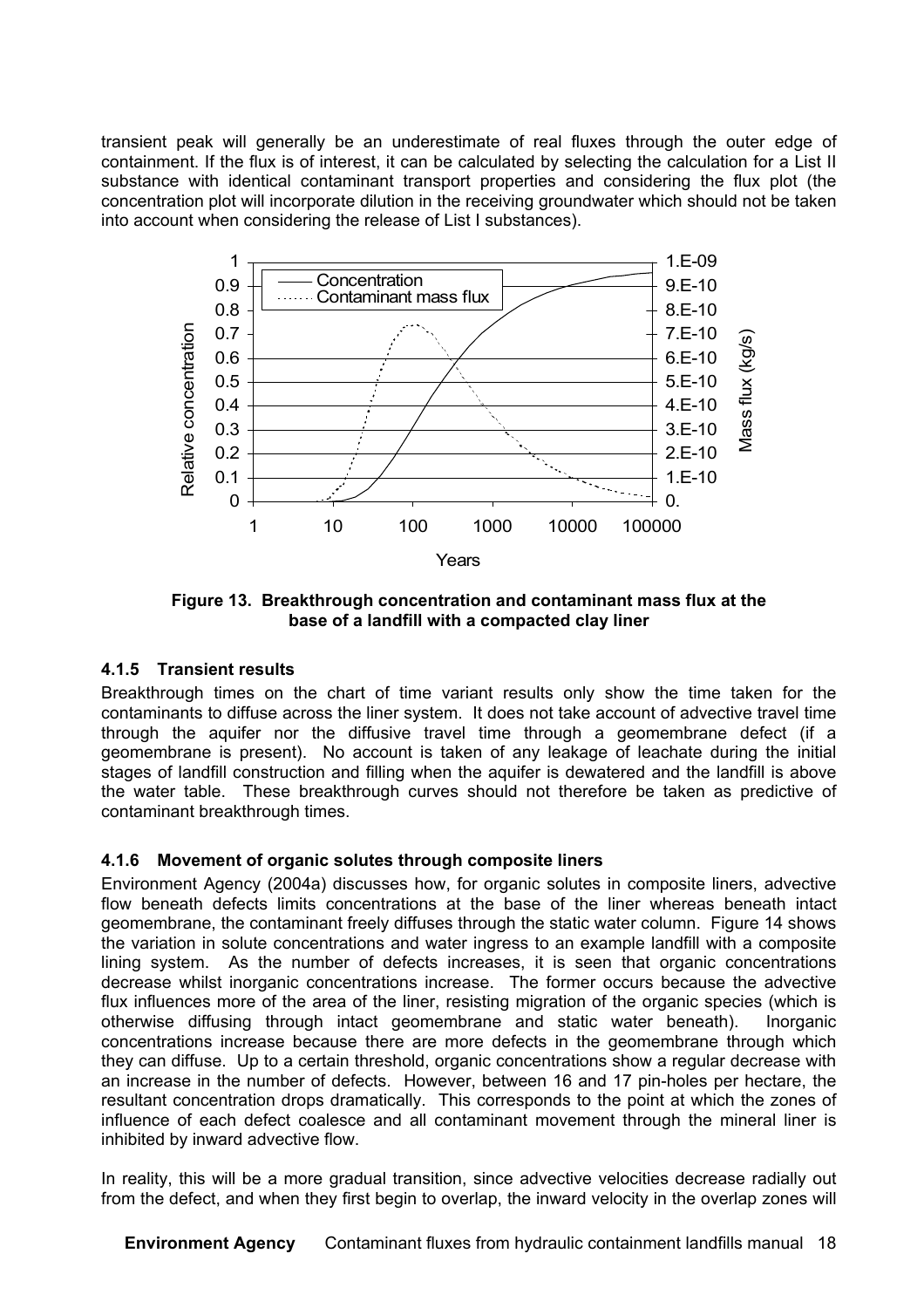transient peak will generally be an underestimate of real fluxes through the outer edge of containment. If the flux is of interest, it can be calculated by selecting the calculation for a List II substance with identical contaminant transport properties and considering the flux plot (the concentration plot will incorporate dilution in the receiving groundwater which should not be taken into account when considering the release of List I substances).

**Figure 13. Breakthrough concentration and contaminant mass flux at the base of a landfill with a compacted clay liner**

### 4.1.5 Transient results

Breakthrough times on the chart of time variant results only show the time taken for the contaminants to diffuse across the liner system. It does not take account of advective travel time through the aquifer nor the diffusive travel time through a geomembrane defect (if a geomembrane is present). No account is taken of any leakage of leachate during the initial stages of landfill construction and filling when the aquifer is dewatered and the landfill is above the water table. These breakthrough curves should not therefore be taken as predictive of contaminant breakthrough times.

### 4.1.6 Movement of organic solutes through composite liners

Environment Agency (2004a) discusses how, for organic solutes in composite liners, advective flow beneath defects limits concentrations at the base of the liner whereas beneath intact geomembrane, the contaminant freely diffuses through the static water column. Figure 14 shows the variation in solute concentrations and water ingress to an example landfill with a composite lining system. As the number of defects increases, it is seen that organic concentrations decrease whilst inorganic concentrations increase. The former occurs because the advective flux influences more of the area of the liner, resisting migration of the organic species (which is otherwise diffusing through intact geomembrane and static water beneath). Inorganic concentrations increase because there are more defects in the geomembrane through which they can diffuse. Up to a certain threshold, organic concentrations show a regular decrease with an increase in the number of defects. However, between 16 and 17 pin-holes per hectare, the resultant concentration drops dramatically. This corresponds to the point at which the zones of influence of each defect coalesce and all contaminant movement through the mineral liner is inhibited by inward advective flow.

In reality, this will be a more gradual transition, since advective velocities decrease radially out from the defect, and when they first begin to overlap, the inward velocity in the overlap zones will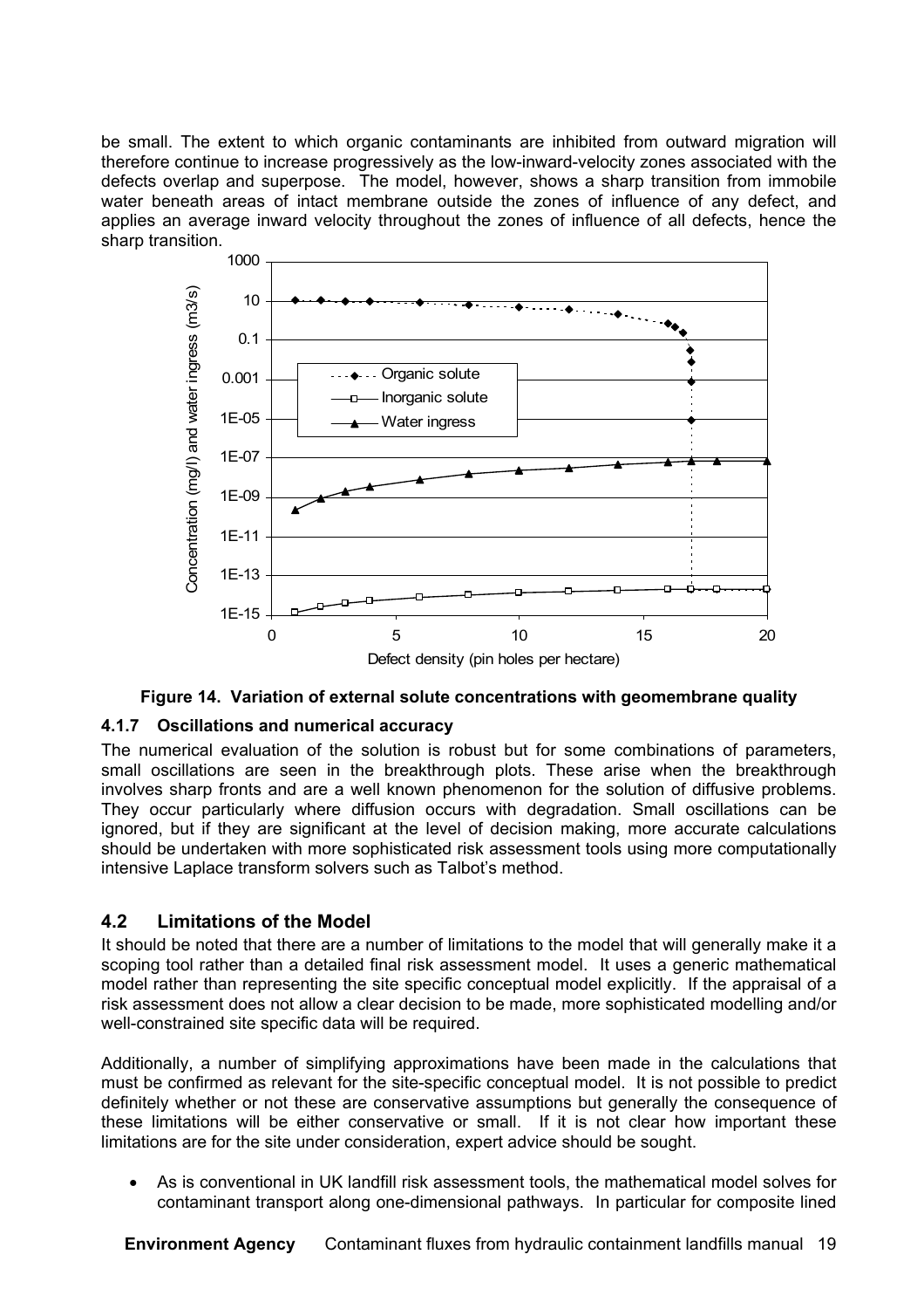be small. The extent to which organic contaminants are inhibited from outward migration will therefore continue to increase progressively as the low-inward-velocity zones associated with the defects overlap and superpose. The model, however, shows a sharp transition from immobile water beneath areas of intact membrane outside the zones of influence of any defect, and applies an average inward velocity throughout the zones of influence of all defects, hence the sharp transition.

**Figure 14. Variation of external solute concentrations with geomembrane quality**

### 4.1.7 Oscillations and numerical accuracy

The numerical evaluation of the solution is robust but for some combinations of parameters, small oscillations are seen in the breakthrough plots. These arise when the breakthrough involves sharp fronts and are a well known phenomenon for the solution of diffusive problems. They occur particularly where diffusion occurs with degradation. Small oscillations can be ignored, but if they are significant at the level of decision making, more accurate calculations should be undertaken with more sophisticated risk assessment tools using more computationally intensive Laplace transform solvers such as Talbot's method.

## 4.2 Limitations of the Model

It should be noted that there are a number of limitations to the model that will generally make it a scoping tool rather than a detailed final risk assessment model. It uses a generic mathematical model rather than representing the site specific conceptual model explicitly. If the appraisal of a risk assessment does not allow a clear decision to be made, more sophisticated modelling and/or well-constrained site specific data will be required.

Additionally, a number of simplifying approximations have been made in the calculations that must be confirmed as relevant for the site-specific conceptual model. It is not possible to predict definitely whether or not these are conservative assumptions but generally the consequence of these limitations will be either conservative or small. If it is not clear how important these limitations are for the site under consideration, expert advice should be sought.

- As is conventional in UK landfill risk assessment tools, the mathematical model solves for contaminant transport along one-dimensional pathways. In particular for composite lined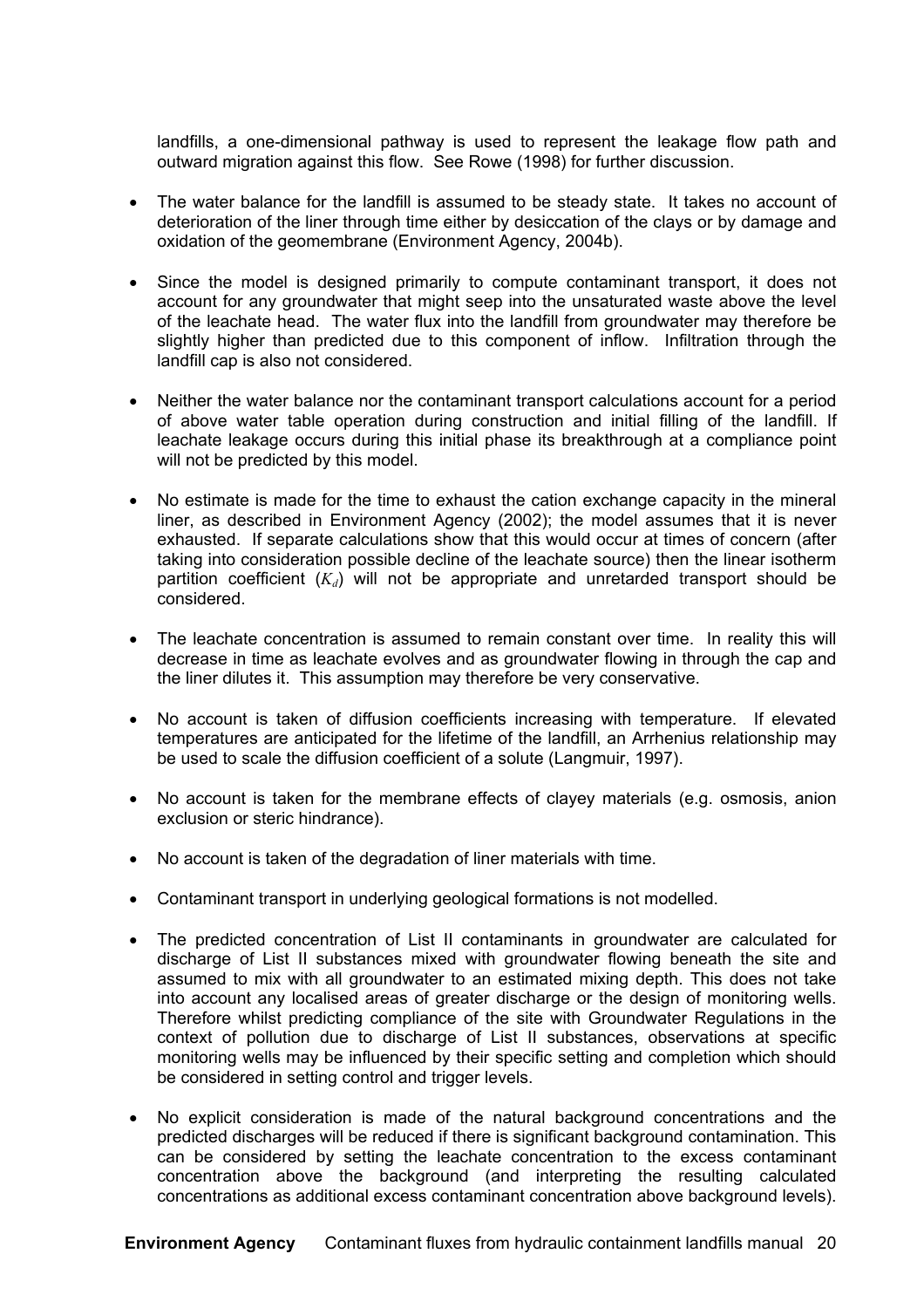landfills, a one-dimensional pathway is used to represent the leakage flow path and outward migration against this flow. See Rowe (1998) for further discussion.

- The water balance for the landfill is assumed to be steady state. It takes no account of deterioration of the liner through time either by desiccation of the clays or by damage and oxidation of the geomembrane (Environment Agency, 2004b).

- Since the model is designed primarily to compute contaminant transport, it does not account for any groundwater that might seep into the unsaturated waste above the level of the leachate head. The water flux into the landfill from groundwater may therefore be slightly higher than predicted due to this component of inflow. Infiltration through the landfill cap is also not considered.

- Neither the water balance nor the contaminant transport calculations account for a period of above water table operation during construction and initial filling of the landfill. If leachate leakage occurs during this initial phase its breakthrough at a compliance point will not be predicted by this model.

- No estimate is made for the time to exhaust the cation exchange capacity in the mineral liner, as described in Environment Agency (2002); the model assumes that it is never exhausted. If separate calculations show that this would occur at times of concern (after taking into consideration possible decline of the leachate source) then the linear isotherm partition coefficient ($K_d$) will not be appropriate and unretarded transport should be considered.

- The leachate concentration is assumed to remain constant over time. In reality this will decrease in time as leachate evolves and as groundwater flowing in through the cap and the liner dilutes it. This assumption may therefore be very conservative.

- No account is taken of diffusion coefficients increasing with temperature. If elevated temperatures are anticipated for the lifetime of the landfill, an Arrhenius relationship may be used to scale the diffusion coefficient of a solute (Langmuir, 1997).

- No account is taken for the membrane effects of clayey materials (e.g. osmosis, anion exclusion or steric hindrance).

- No account is taken of the degradation of liner materials with time.

- Contaminant transport in underlying geological formations is not modelled.

- The predicted concentration of List II contaminants in groundwater are calculated for discharge of List II substances mixed with groundwater flowing beneath the site and assumed to mix with all groundwater to an estimated mixing depth. This does not take into account any localised areas of greater discharge or the design of monitoring wells. Therefore whilst predicting compliance of the site with Groundwater Regulations in the context of pollution due to discharge of List II substances, observations at specific monitoring wells may be influenced by their specific setting and completion which should be considered in setting control and trigger levels.

- No explicit consideration is made of the natural background concentrations and the predicted discharges will be reduced if there is significant background contamination. This can be considered by setting the leachate concentration to the excess contaminant concentration above the background (and interpreting the resulting calculated concentrations as additional excess contaminant concentration above background levels).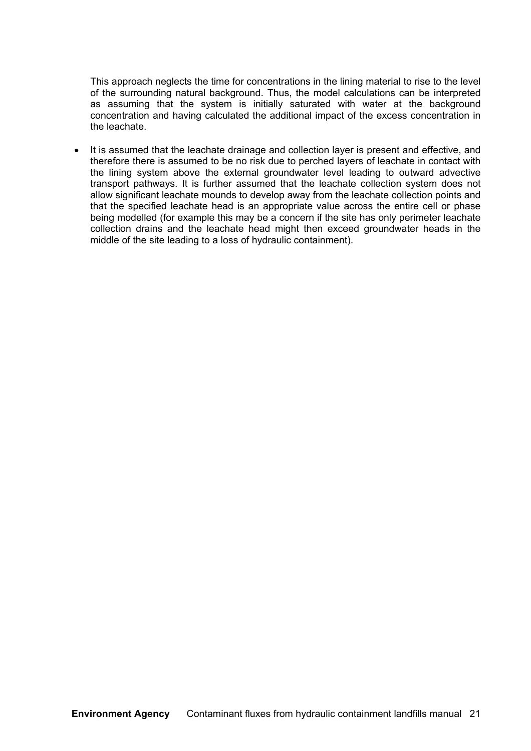This approach neglects the time for concentrations in the lining material to rise to the level of the surrounding natural background. Thus, the model calculations can be interpreted as assuming that the system is initially saturated with water at the background concentration and having calculated the additional impact of the excess concentration in the leachate.

- It is assumed that the leachate drainage and collection layer is present and effective, and therefore there is assumed to be no risk due to perched layers of leachate in contact with the lining system above the external groundwater level leading to outward advective transport pathways. It is further assumed that the leachate collection system does not allow significant leachate mounds to develop away from the leachate collection points and that the specified leachate head is an appropriate value across the entire cell or phase being modelled (for example this may be a concern if the site has only perimeter leachate collection drains and the leachate head might then exceed groundwater heads in the middle of the site leading to a loss of hydraulic containment).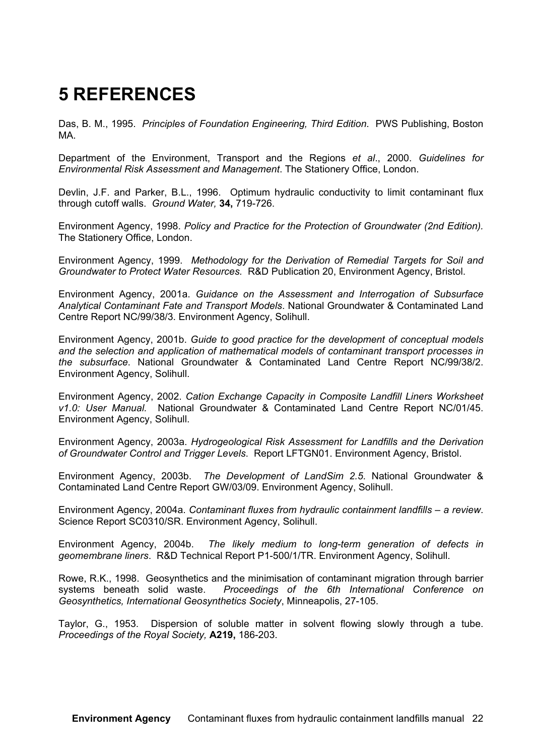# 5 REFERENCES

Das, B. M., 1995. *Principles of Foundation Engineering, Third Edition*. PWS Publishing, Boston MA.

Department of the Environment, Transport and the Regions *et al*., 2000. *Guidelines for Environmental Risk Assessment and Management*. The Stationery Office, London.

Devlin, J.F. and Parker, B.L., 1996. Optimum hydraulic conductivity to limit contaminant flux through cutoff walls. *Ground Water,* **34,** 719-726.

Environment Agency, 1998. *Policy and Practice for the Protection of Groundwater (2nd Edition).* The Stationery Office, London.

Environment Agency, 1999. *Methodology for the Derivation of Remedial Targets for Soil and Groundwater to Protect Water Resources.* R&D Publication 20, Environment Agency, Bristol.

Environment Agency, 2001a. *Guidance on the Assessment and Interrogation of Subsurface Analytical Contaminant Fate and Transport Models*. National Groundwater & Contaminated Land Centre Report NC/99/38/3. Environment Agency, Solihull.

Environment Agency, 2001b. *Guide to good practice for the development of conceptual models and the selection and application of mathematical models of contaminant transport processes in the subsurface*. National Groundwater & Contaminated Land Centre Report NC/99/38/2. Environment Agency, Solihull.

Environment Agency, 2002. *Cation Exchange Capacity in Composite Landfill Liners Worksheet v1.0: User Manual.* National Groundwater & Contaminated Land Centre Report NC/01/45. Environment Agency, Solihull.

Environment Agency, 2003a. *Hydrogeological Risk Assessment for Landfills and the Derivation of Groundwater Control and Trigger Levels*. Report LFTGN01. Environment Agency, Bristol.

Environment Agency, 2003b. *The Development of LandSim 2.5*. National Groundwater & Contaminated Land Centre Report GW/03/09. Environment Agency, Solihull.

Environment Agency, 2004a. *Contaminant fluxes from hydraulic containment landfills – a review*. Science Report SC0310/SR. Environment Agency, Solihull.

Environment Agency, 2004b. *The likely medium to long-term generation of defects in geomembrane liners*. R&D Technical Report P1-500/1/TR. Environment Agency, Solihull.

Rowe, R.K., 1998. Geosynthetics and the minimisation of contaminant migration through barrier systems beneath solid waste. *Proceedings of the 6th International Conference on Geosynthetics, International Geosynthetics Society*, Minneapolis, 27-105.

Taylor, G., 1953. Dispersion of soluble matter in solvent flowing slowly through a tube. *Proceedings of the Royal Society,* **A219,** 186-203.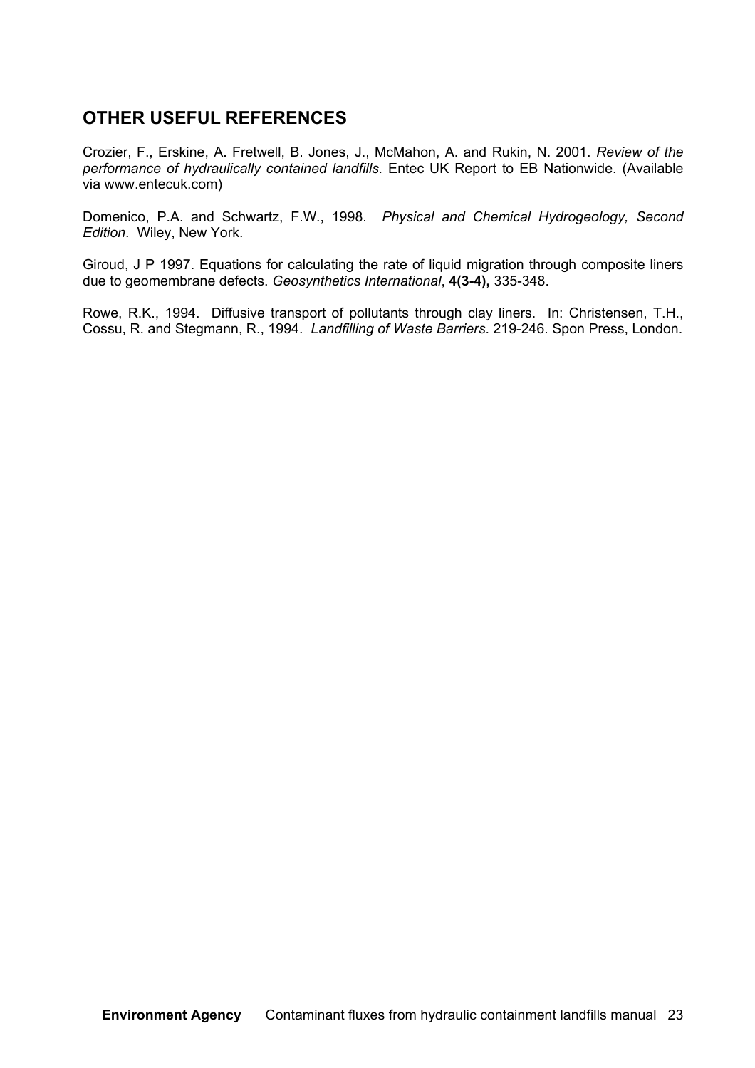## OTHER USEFUL REFERENCES

Crozier, F., Erskine, A. Fretwell, B. Jones, J., McMahon, A. and Rukin, N. 2001. *Review of the performance of hydraulically contained landfills.* Entec UK Report to EB Nationwide. (Available via www.entecuk.com)

Domenico, P.A. and Schwartz, F.W., 1998. *Physical and Chemical Hydrogeology, Second Edition*. Wiley, New York.

Giroud, J P 1997. Equations for calculating the rate of liquid migration through composite liners due to geomembrane defects. *Geosynthetics International*, **4(3-4),** 335-348.

Rowe, R.K., 1994. Diffusive transport of pollutants through clay liners. In: Christensen, T.H., Cossu, R. and Stegmann, R., 1994. *Landfilling of Waste Barriers*. 219-246. Spon Press, London.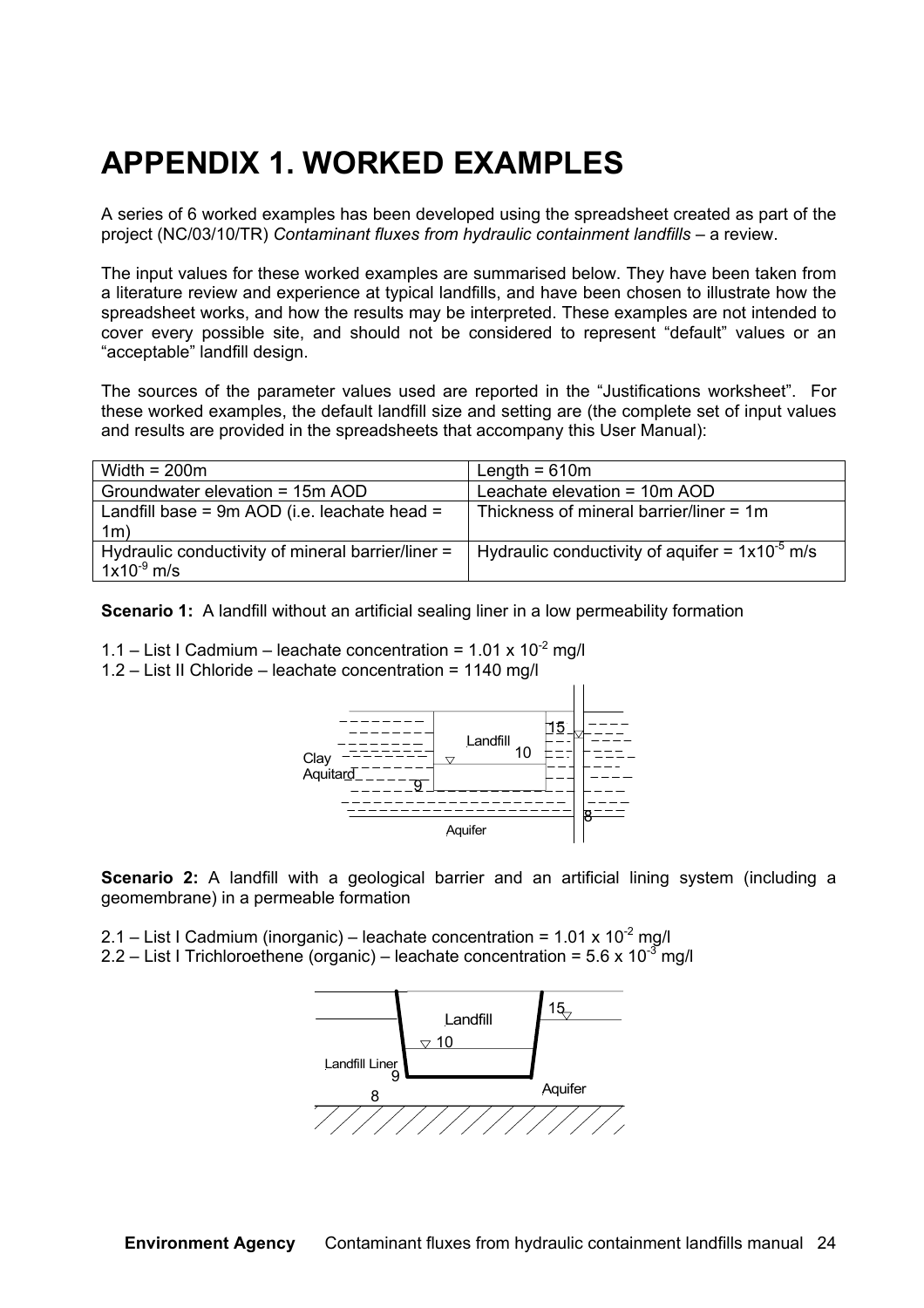# APPENDIX 1. WORKED EXAMPLES

A series of 6 worked examples has been developed using the spreadsheet created as part of the project (NC/03/10/TR) *Contaminant fluxes from hydraulic containment landfills* – a review.

The input values for these worked examples are summarised below. They have been taken from a literature review and experience at typical landfills, and have been chosen to illustrate how the spreadsheet works, and how the results may be interpreted. These examples are not intended to cover every possible site, and should not be considered to represent "default" values or an "acceptable" landfill design.

The sources of the parameter values used are reported in the "Justifications worksheet". For these worked examples, the default landfill size and setting are (the complete set of input values and results are provided in the spreadsheets that accompany this User Manual):

| | |
|---|---|
| Width = 200m | Length = 610m |
| Groundwater elevation = 15m AOD | Leachate elevation = 10m AOD |
| Landfill base = 9m AOD (i.e. leachate head = 1m) | Thickness of mineral barrier/liner = 1m |
| Hydraulic conductivity of mineral barrier/liner = $1x10^{-9}$ m/s | Hydraulic conductivity of aquifer = $1x10^{-5}$ m/s |

**Scenario 1:** A landfill without an artificial sealing liner in a low permeability formation

1.1 – List I Cadmium – leachate concentration = $1.01 \times 10^{-2}$ mg/l

1.2 – List II Chloride – leachate concentration = 1140 mg/l

Clay Aquitard | Landfill | 15 | 10 | 9 | 8 | Aquifer

**Scenario 2:** A landfill with a geological barrier and an artificial lining system (including a geomembrane) in a permeable formation

2.1 – List I Cadmium (inorganic) – leachate concentration = $1.01 \times 10^{-2}$ mg/l

2.2 – List I Trichloroethene (organic) – leachate concentration = $5.6 \times 10^{-3}$ mg/l

Landfill | 15 | 10 | Landfill Liner | 9 | 8 | Aquifer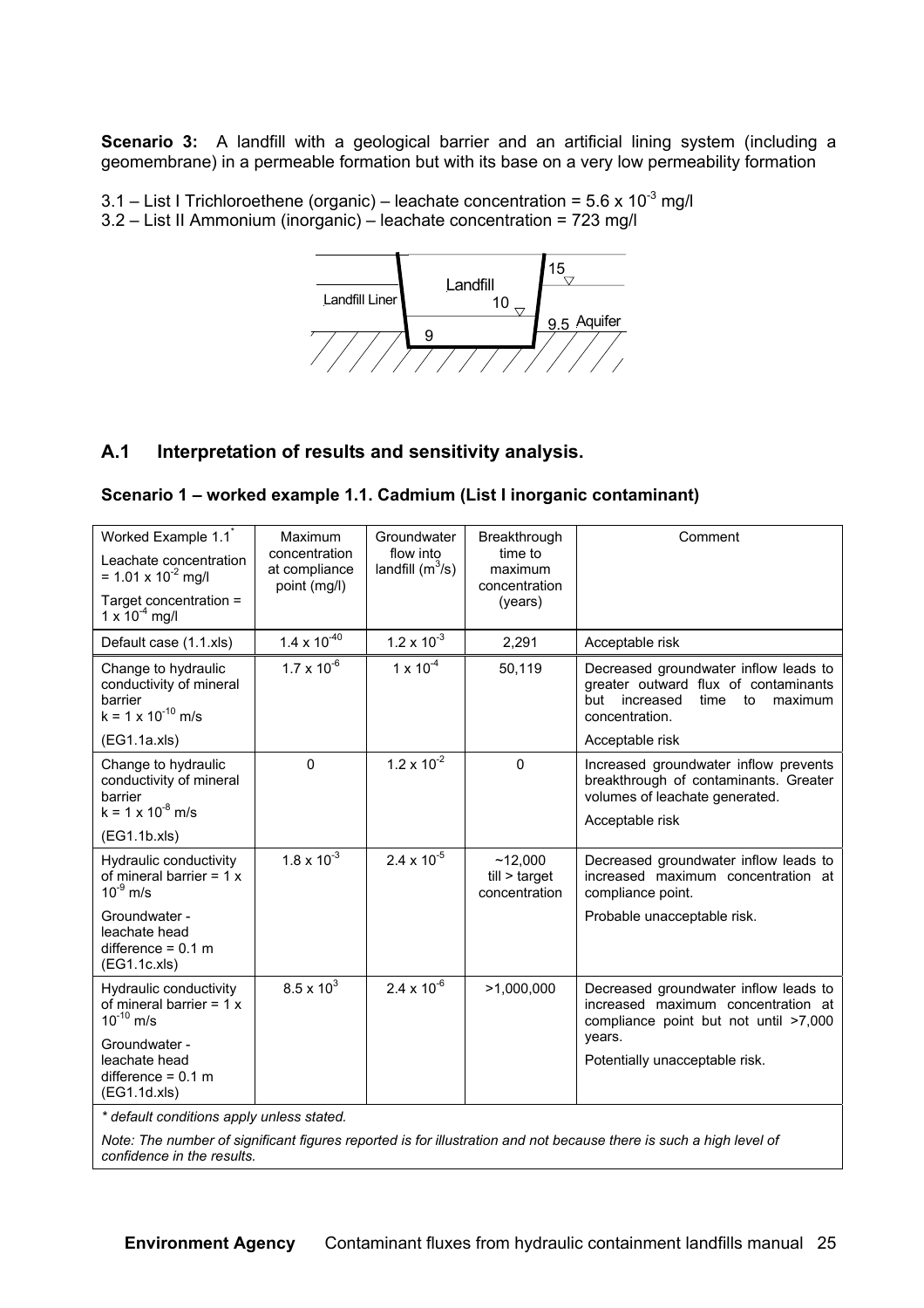**Scenario 3:** A landfill with a geological barrier and an artificial lining system (including a geomembrane) in a permeable formation but with its base on a very low permeability formation

3.1 – List I Trichloroethene (organic) – leachate concentration = $5.6 \times 10^{-3}$ mg/l
3.2 – List II Ammonium (inorganic) – leachate concentration = 723 mg/l

## A.1 Interpretation of results and sensitivity analysis.

### Scenario 1 – worked example 1.1. Cadmium (List I inorganic contaminant)

| Worked Example 1.1* Leachate concentration = $1.01 \times 10^{-2}$ mg/l Target concentration = $1 \times 10^{-4}$ mg/l | Maximum concentration at compliance point (mg/l) | Groundwater flow into landfill ($m^3$/s) | Breakthrough time to maximum concentration (years) | Comment |
|---|---|---|---|---|
| Default case (1.1.xls) | $1.4 \times 10^{-40}$ | $1.2 \times 10^{-3}$ | 2,291 | Acceptable risk |
| Change to hydraulic conductivity of mineral barrier $k = 1 \times 10^{-10}$ m/s (EG1.1a.xls) | $1.7 \times 10^{-6}$ | $1 \times 10^{-4}$ | 50,119 | Decreased groundwater inflow leads to greater outward flux of contaminants but increased time to maximum concentration. Acceptable risk |
| Change to hydraulic conductivity of mineral barrier $k = 1 \times 10^{-8}$ m/s (EG1.1b.xls) | 0 | $1.2 \times 10^{-2}$ | 0 | Increased groundwater inflow prevents breakthrough of contaminants. Greater volumes of leachate generated. Acceptable risk |
| Hydraulic conductivity of mineral barrier = $1 \times 10^{-9}$ m/s Groundwater - leachate head difference = 0.1 m (EG1.1c.xls) | $1.8 \times 10^{-3}$ | $2.4 \times 10^{-5}$ | ~12,000 till > target concentration | Decreased groundwater inflow leads to increased maximum concentration at compliance point. Probable unacceptable risk. |
| Hydraulic conductivity of mineral barrier = $1 \times 10^{-10}$ m/s Groundwater - leachate head difference = 0.1 m (EG1.1d.xls) | $8.5 \times 10^{3}$ | $2.4 \times 10^{-6}$ | >1,000,000 | Decreased groundwater inflow leads to increased maximum concentration at compliance point but not until >7,000 years. Potentially unacceptable risk. |

*\* default conditions apply unless stated.*

*Note: The number of significant figures reported is for illustration and not because there is such a high level of confidence in the results.*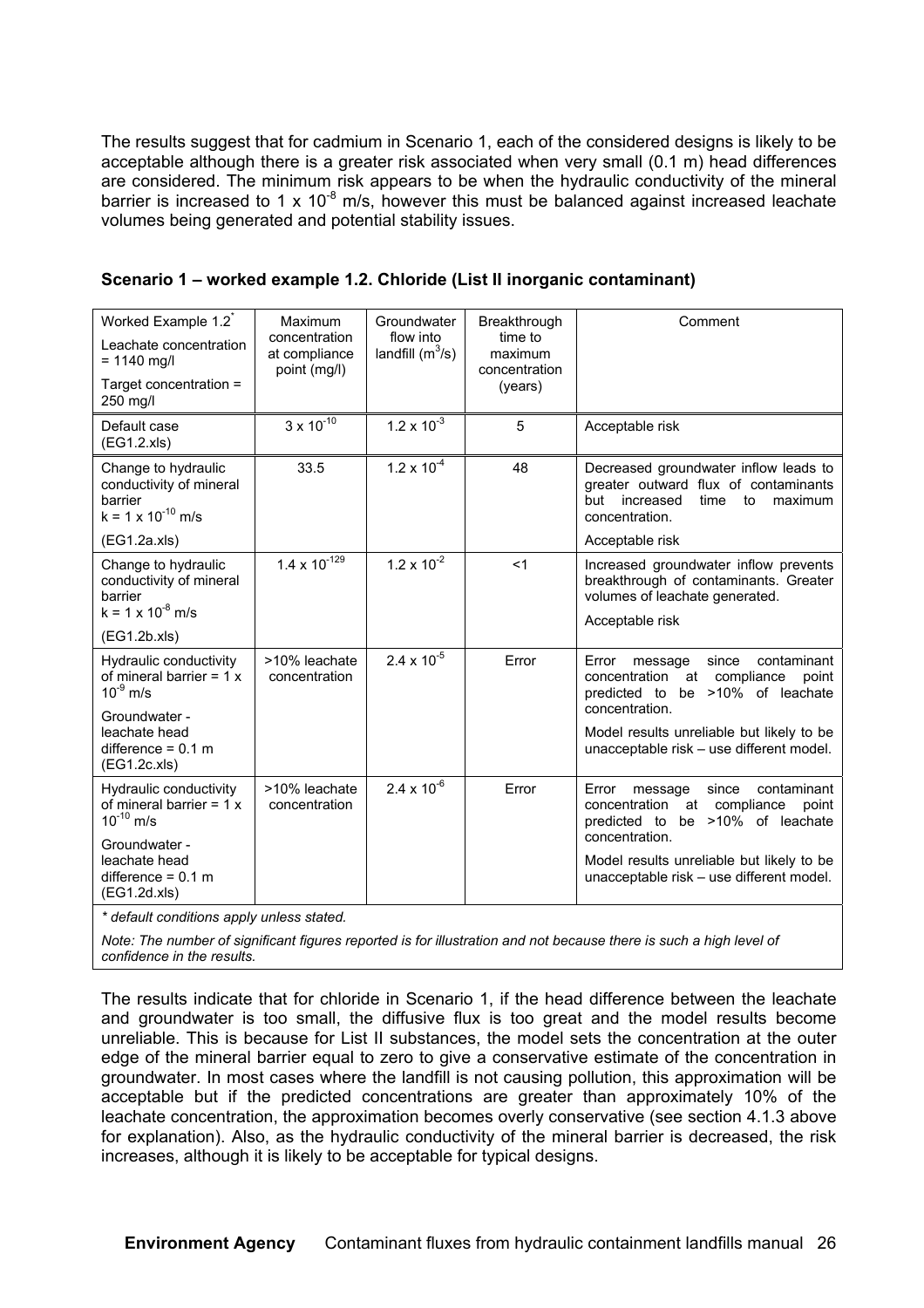The results suggest that for cadmium in Scenario 1, each of the considered designs is likely to be acceptable although there is a greater risk associated when very small (0.1 m) head differences are considered. The minimum risk appears to be when the hydraulic conductivity of the mineral barrier is increased to $1 \times 10^{-8}$ m/s, however this must be balanced against increased leachate volumes being generated and potential stability issues.

**Scenario 1 – worked example 1.2. Chloride (List II inorganic contaminant)**

| Worked Example 1.2* <br> Leachate concentration = 1140 mg/l <br> Target concentration = 250 mg/l | Maximum concentration at compliance point (mg/l) | Groundwater flow into landfill ($m^3$/s) | Breakthrough time to maximum concentration (years) | Comment |
|---|---|---|---|---|
| Default case (EG1.2.xls) | $3 \times 10^{-10}$ | $1.2 \times 10^{-3}$ | 5 | Acceptable risk |
| Change to hydraulic conductivity of mineral barrier $k = 1 \times 10^{-10}$ m/s <br> (EG1.2a.xls) | 33.5 | $1.2 \times 10^{-4}$ | 48 | Decreased groundwater inflow leads to greater outward flux of contaminants but increased time to maximum concentration. <br> Acceptable risk |
| Change to hydraulic conductivity of mineral barrier $k = 1 \times 10^{-8}$ m/s <br> (EG1.2b.xls) | $1.4 \times 10^{-129}$ | $1.2 \times 10^{-2}$ | <1 | Increased groundwater inflow prevents breakthrough of contaminants. Greater volumes of leachate generated. <br> Acceptable risk |
| Hydraulic conductivity of mineral barrier = $1 \times 10^{-9}$ m/s <br> Groundwater - leachate head difference = 0.1 m (EG1.2c.xls) | >10% leachate concentration | $2.4 \times 10^{-5}$ | Error | Error message since contaminant concentration at compliance point predicted to be >10% of leachate concentration. <br> Model results unreliable but likely to be unacceptable risk – use different model. |
| Hydraulic conductivity of mineral barrier = $1 \times 10^{-10}$ m/s <br> Groundwater - leachate head difference = 0.1 m (EG1.2d.xls) | >10% leachate concentration | $2.4 \times 10^{-6}$ | Error | Error message since contaminant concentration at compliance point predicted to be >10% of leachate concentration. <br> Model results unreliable but likely to be unacceptable risk – use different model. |

*\* default conditions apply unless stated.*

*Note: The number of significant figures reported is for illustration and not because there is such a high level of confidence in the results.*

The results indicate that for chloride in Scenario 1, if the head difference between the leachate and groundwater is too small, the diffusive flux is too great and the model results become unreliable. This is because for List II substances, the model sets the concentration at the outer edge of the mineral barrier equal to zero to give a conservative estimate of the concentration in groundwater. In most cases where the landfill is not causing pollution, this approximation will be acceptable but if the predicted concentrations are greater than approximately 10% of the leachate concentration, the approximation becomes overly conservative (see section 4.1.3 above for explanation). Also, as the hydraulic conductivity of the mineral barrier is decreased, the risk increases, although it is likely to be acceptable for typical designs.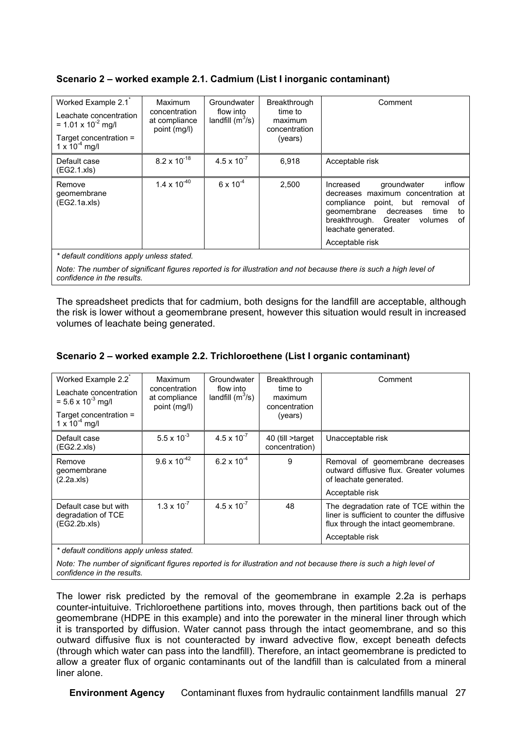**Scenario 2 – worked example 2.1. Cadmium (List I inorganic contaminant)**

| Worked Example 2.1* <br> Leachate concentration = $1.01 \times 10^{-2}$ mg/l <br> Target concentration = $1 \times 10^{-4}$ mg/l | Maximum concentration at compliance point (mg/l) | Groundwater flow into landfill ($m^3$/s) | Breakthrough time to maximum concentration (years) | Comment |
|---|---|---|---|---|
| Default case (EG2.1.xls) | $8.2 \times 10^{-18}$ | $4.5 \times 10^{-7}$ | 6,918 | Acceptable risk |
| Remove geomembrane (EG2.1a.xls) | $1.4 \times 10^{-40}$ | $6 \times 10^{-4}$ | 2,500 | Increased groundwater inflow decreases maximum concentration at compliance point, but removal of geomembrane decreases time to breakthrough. Greater volumes of leachate generated. <br> Acceptable risk |

*\* default conditions apply unless stated.*

*Note: The number of significant figures reported is for illustration and not because there is such a high level of confidence in the results.*

The spreadsheet predicts that for cadmium, both designs for the landfill are acceptable, although the risk is lower without a geomembrane present, however this situation would result in increased volumes of leachate being generated.

**Scenario 2 – worked example 2.2. Trichloroethene (List I organic contaminant)**

| Worked Example 2.2* <br> Leachate concentration = $5.6 \times 10^{-3}$ mg/l <br> Target concentration = $1 \times 10^{-4}$ mg/l | Maximum concentration at compliance point (mg/l) | Groundwater flow into landfill ($m^3$/s) | Breakthrough time to maximum concentration (years) | Comment |
|---|---|---|---|---|
| Default case (EG2.2.xls) | $5.5 \times 10^{-3}$ | $4.5 \times 10^{-7}$ | 40 (till >target concentration) | Unacceptable risk |
| Remove geomembrane (2.2a.xls) | $9.6 \times 10^{-42}$ | $6.2 \times 10^{-4}$ | 9 | Removal of geomembrane decreases outward diffusive flux. Greater volumes of leachate generated. <br> Acceptable risk |
| Default case but with degradation of TCE (EG2.2b.xls) | $1.3 \times 10^{-7}$ | $4.5 \times 10^{-7}$ | 48 | The degradation rate of TCE within the liner is sufficient to counter the diffusive flux through the intact geomembrane. <br> Acceptable risk |

*\* default conditions apply unless stated.*

*Note: The number of significant figures reported is for illustration and not because there is such a high level of confidence in the results.*

The lower risk predicted by the removal of the geomembrane in example 2.2a is perhaps counter-intuituive. Trichloroethene partitions into, moves through, then partitions back out of the geomembrane (HDPE in this example) and into the porewater in the mineral liner through which it is transported by diffusion. Water cannot pass through the intact geomembrane, and so this outward diffusive flux is not counteracted by inward advective flow, except beneath defects (through which water can pass into the landfill). Therefore, an intact geomembrane is predicted to allow a greater flux of organic contaminants out of the landfill than is calculated from a mineral liner alone.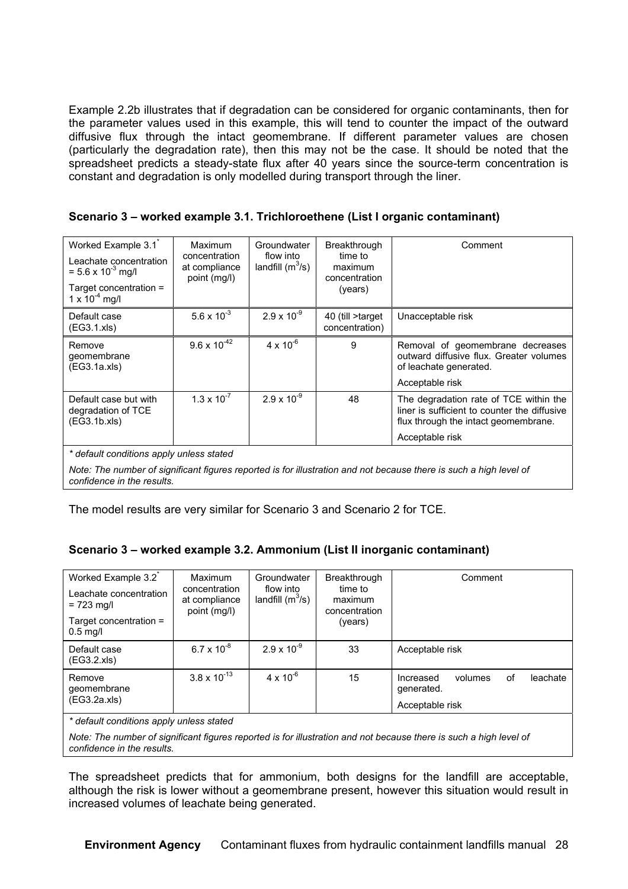Example 2.2b illustrates that if degradation can be considered for organic contaminants, then for the parameter values used in this example, this will tend to counter the impact of the outward diffusive flux through the intact geomembrane. If different parameter values are chosen (particularly the degradation rate), then this may not be the case. It should be noted that the spreadsheet predicts a steady-state flux after 40 years since the source-term concentration is constant and degradation is only modelled during transport through the liner.

**Scenario 3 – worked example 3.1. Trichloroethene (List I organic contaminant)**

| Worked Example 3.1* Leachate concentration = $5.6 \times 10^{-3}$ mg/l Target concentration = $1 \times 10^{-4}$ mg/l | Maximum concentration at compliance point (mg/l) | Groundwater flow into landfill ($m^3$/s) | Breakthrough time to maximum concentration (years) | Comment |
|---|---|---|---|---|
| Default case (EG3.1.xls) | $5.6 \times 10^{-3}$ | $2.9 \times 10^{-9}$ | 40 (till >target concentration) | Unacceptable risk |
| Remove geomembrane (EG3.1a.xls) | $9.6 \times 10^{-42}$ | $4 \times 10^{-6}$ | 9 | Removal of geomembrane decreases outward diffusive flux. Greater volumes of leachate generated. Acceptable risk |
| Default case but with degradation of TCE (EG3.1b.xls) | $1.3 \times 10^{-7}$ | $2.9 \times 10^{-9}$ | 48 | The degradation rate of TCE within the liner is sufficient to counter the diffusive flux through the intact geomembrane. Acceptable risk |

*\* default conditions apply unless stated*

*Note: The number of significant figures reported is for illustration and not because there is such a high level of confidence in the results.*

The model results are very similar for Scenario 3 and Scenario 2 for TCE.

**Scenario 3 – worked example 3.2. Ammonium (List II inorganic contaminant)**

| Worked Example 3.2* Leachate concentration = 723 mg/l Target concentration = 0.5 mg/l | Maximum concentration at compliance point (mg/l) | Groundwater flow into landfill ($m^3$/s) | Breakthrough time to maximum concentration (years) | Comment |
|---|---|---|---|---|
| Default case (EG3.2.xls) | $6.7 \times 10^{-8}$ | $2.9 \times 10^{-9}$ | 33 | Acceptable risk |
| Remove geomembrane (EG3.2a.xls) | $3.8 \times 10^{-13}$ | $4 \times 10^{-6}$ | 15 | Increased volumes of leachate generated. Acceptable risk |

*\* default conditions apply unless stated*

*Note: The number of significant figures reported is for illustration and not because there is such a high level of confidence in the results.*

The spreadsheet predicts that for ammonium, both designs for the landfill are acceptable, although the risk is lower without a geomembrane present, however this situation would result in increased volumes of leachate being generated.